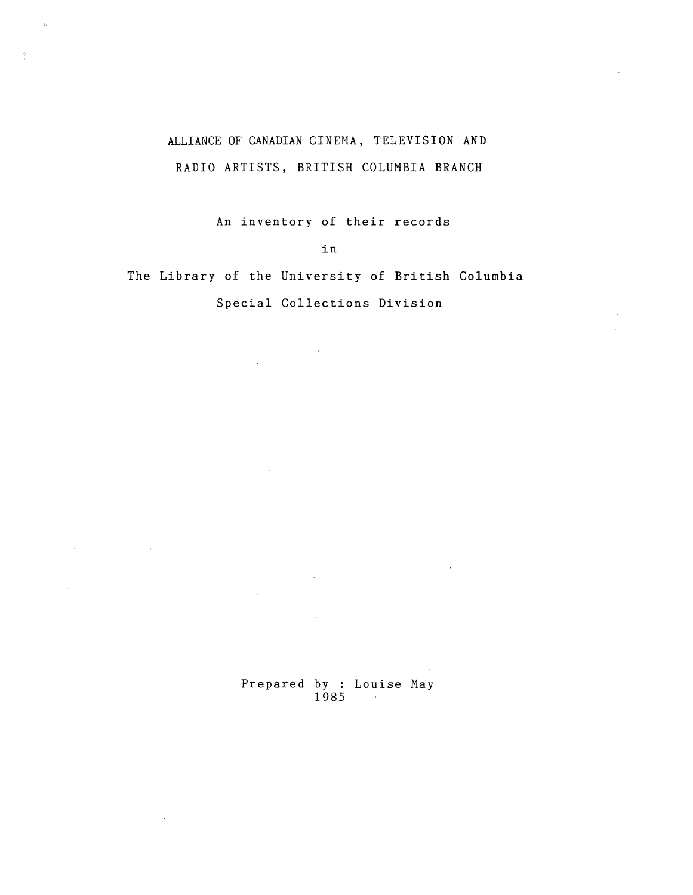# ALLIANCE OF CANADIAN CINEMA, TELEVISION AND RADIO ARTISTS, BRITISH COLUMBIA BRANCH

An inventory of their records

in

The Library of the University of British Columbia

Special Collections Division

Prepared by : Louise May
1985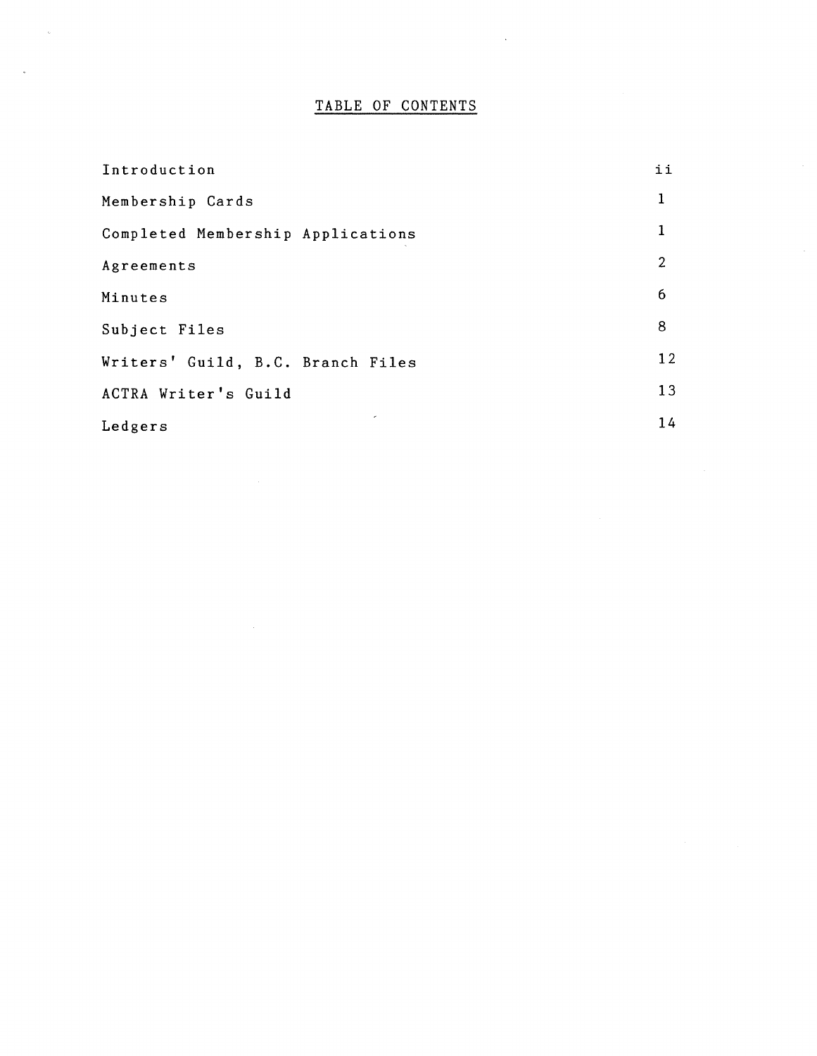# TABLE OF CONTENTS

| | |
|---|---|
| Introduction | ii |
| Membership Cards | 1 |
| Completed Membership Applications | 1 |
| Agreements | 2 |
| Minutes | 6 |
| Subject Files | 8 |
| Writers' Guild, B.C. Branch Files | 12 |
| ACTRA Writer's Guild | 13 |
| Ledgers | 14 |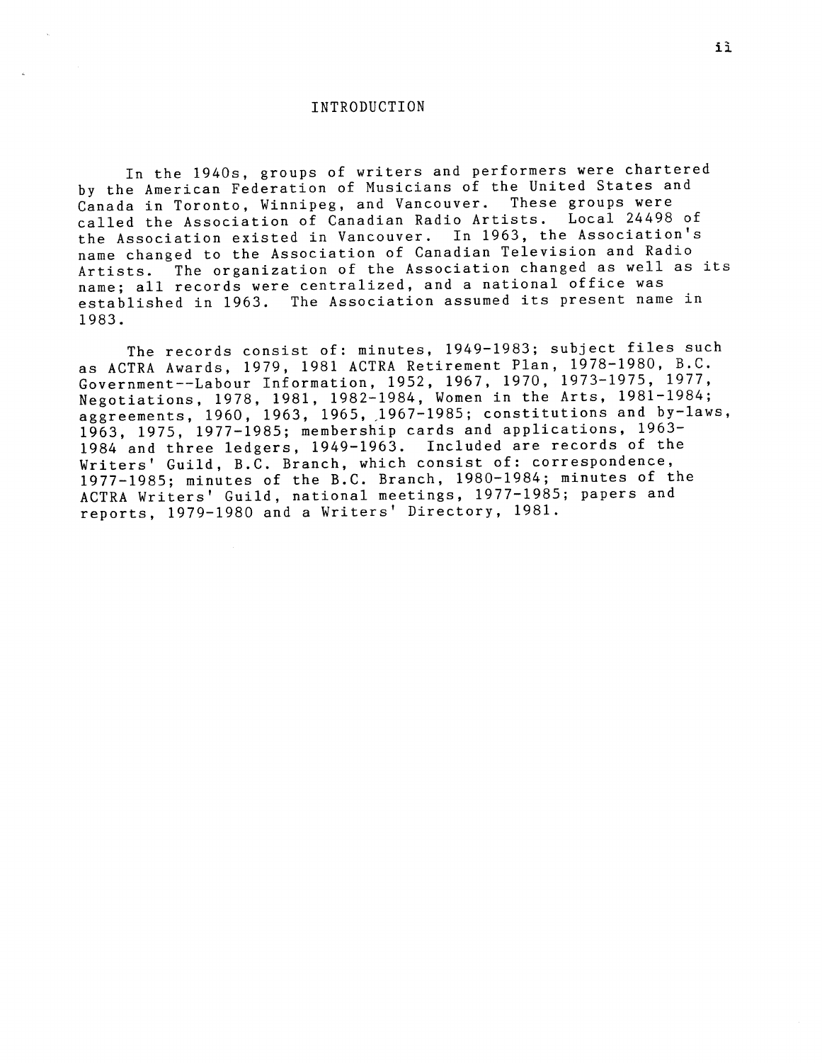# INTRODUCTION

In the 1940s, groups of writers and performers were chartered by the American Federation of Musicians of the United States and Canada in Toronto, Winnipeg, and Vancouver. These groups were called the Association of Canadian Radio Artists. Local 24498 of the Association existed in Vancouver. In 1963, the Association's name changed to the Association of Canadian Television and Radio Artists. The organization of the Association changed as well as its name; all records were centralized, and a national office was established in 1963. The Association assumed its present name in 1983.

The records consist of: minutes, 1949-1983; subject files such as ACTRA Awards, 1979, 1981 ACTRA Retirement Plan, 1978-1980, B.C. Government--Labour Information, 1952, 1967, 1970, 1973-1975, 1977, Negotiations, 1978, 1981, 1982-1984, Women in the Arts, 1981-1984; aggreements, 1960, 1963, 1965, 1967-1985; constitutions and by-laws, 1963, 1975, 1977-1985; membership cards and applications, 1963-1984 and three ledgers, 1949-1963. Included are records of the Writers' Guild, B.C. Branch, which consist of: correspondence, 1977-1985; minutes of the B.C. Branch, 1980-1984; minutes of the ACTRA Writers' Guild, national meetings, 1977-1985; papers and reports, 1979-1980 and a Writers' Directory, 1981.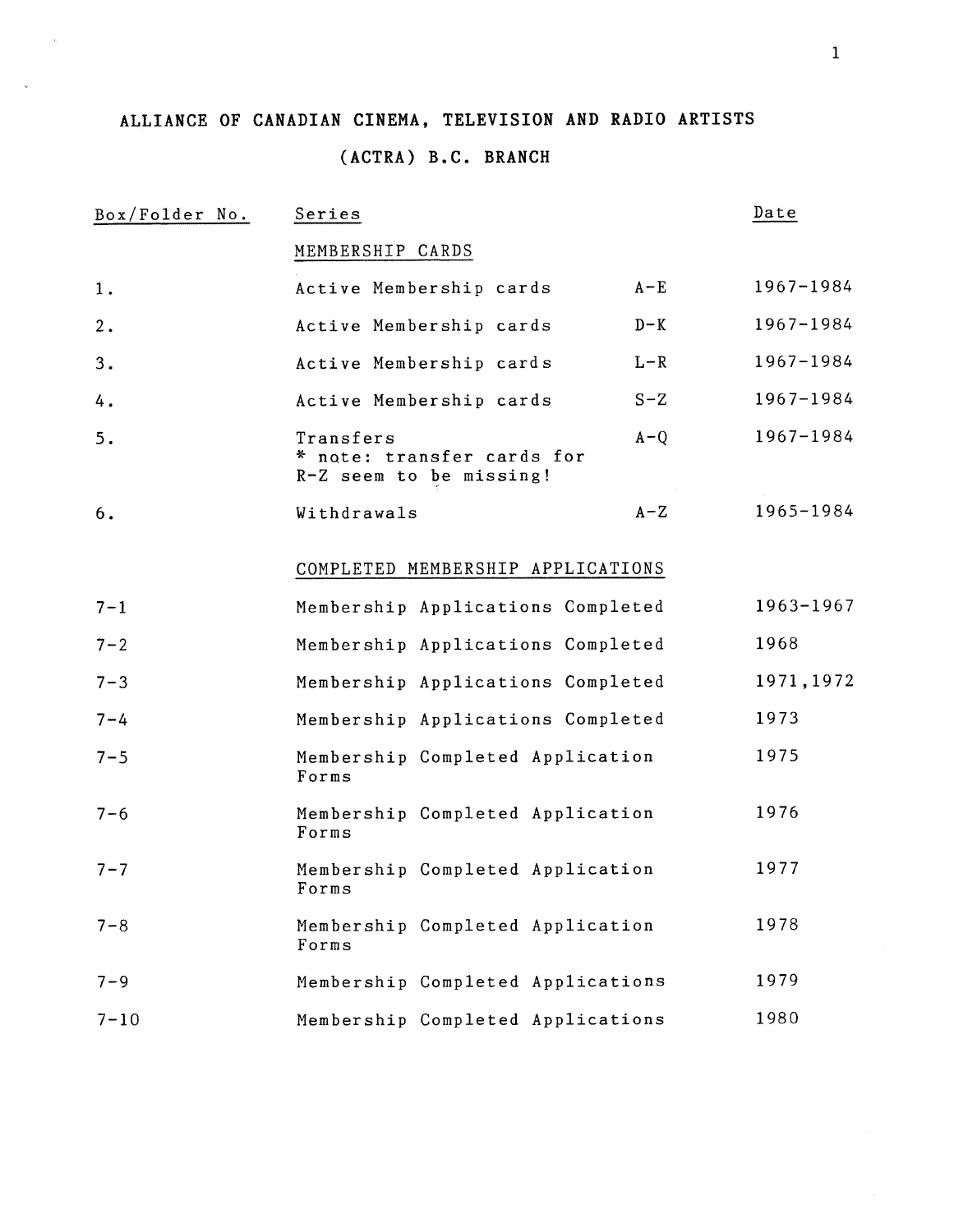# ALLIANCE OF CANADIAN CINEMA, TELEVISION AND RADIO ARTISTS

## (ACTRA) B.C. BRANCH

| Box/Folder No. | Series | | Date |
|---|---|---|---|
| | MEMBERSHIP CARDS | | |
| 1. | Active Membership cards | A-E | 1967-1984 |
| 2. | Active Membership cards | D-K | 1967-1984 |
| 3. | Active Membership cards | L-R | 1967-1984 |
| 4. | Active Membership cards | S-Z | 1967-1984 |
| 5. | Transfers * note: transfer cards for R-Z seem to be missing! | A-Q | 1967-1984 |
| 6. | Withdrawals | A-Z | 1965-1984 |
| | COMPLETED MEMBERSHIP APPLICATIONS | | |
| 7-1 | Membership Applications Completed | | 1963-1967 |
| 7-2 | Membership Applications Completed | | 1968 |
| 7-3 | Membership Applications Completed | | 1971,1972 |
| 7-4 | Membership Applications Completed | | 1973 |
| 7-5 | Membership Completed Application Forms | | 1975 |
| 7-6 | Membership Completed Application Forms | | 1976 |
| 7-7 | Membership Completed Application Forms | | 1977 |
| 7-8 | Membership Completed Application Forms | | 1978 |
| 7-9 | Membership Completed Applications | | 1979 |
| 7-10 | Membership Completed Applications | | 1980 |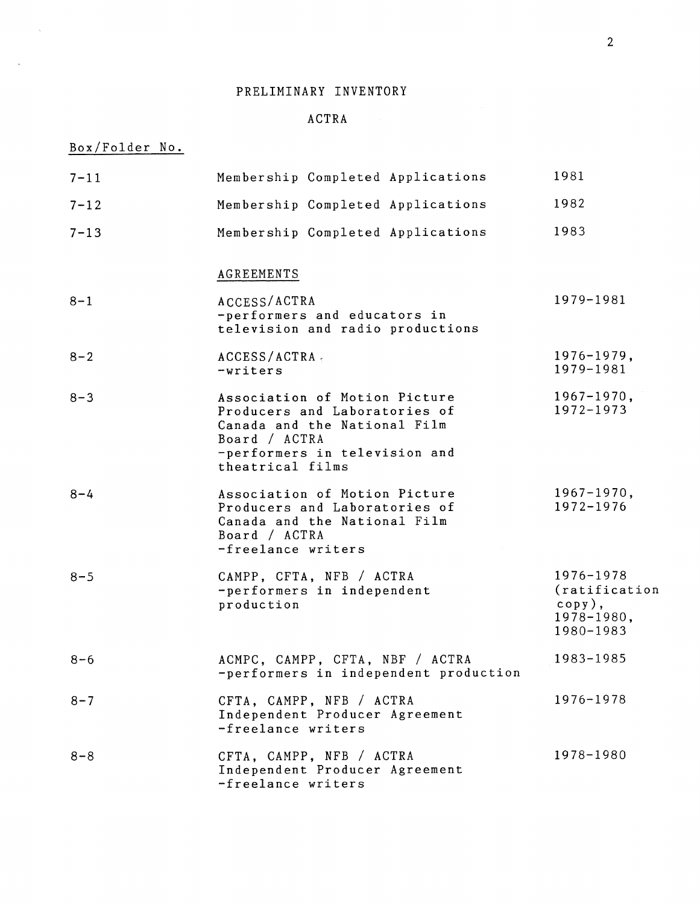# PRELIMINARY INVENTORY

## ACTRA

| Box/Folder No. | | |
|---|---|---|
| 7-11 | Membership Completed Applications | 1981 |
| 7-12 | Membership Completed Applications | 1982 |
| 7-13 | Membership Completed Applications | 1983 |
| | AGREEMENTS | |
| 8-1 | ACCESS/ACTRA -performers and educators in television and radio productions | 1979-1981 |
| 8-2 | ACCESS/ACTRA -writers | 1976-1979, 1979-1981 |
| 8-3 | Association of Motion Picture Producers and Laboratories of Canada and the National Film Board / ACTRA -performers in television and theatrical films | 1967-1970, 1972-1973 |
| 8-4 | Association of Motion Picture Producers and Laboratories of Canada and the National Film Board / ACTRA -freelance writers | 1967-1970, 1972-1976 |
| 8-5 | CAMPP, CFTA, NFB / ACTRA -performers in independent production | 1976-1978 (ratification copy), 1978-1980, 1980-1983 |
| 8-6 | ACMPC, CAMPP, CFTA, NBF / ACTRA -performers in independent production | 1983-1985 |
| 8-7 | CFTA, CAMPP, NFB / ACTRA Independent Producer Agreement -freelance writers | 1976-1978 |
| 8-8 | CFTA, CAMPP, NFB / ACTRA Independent Producer Agreement -freelance writers | 1978-1980 |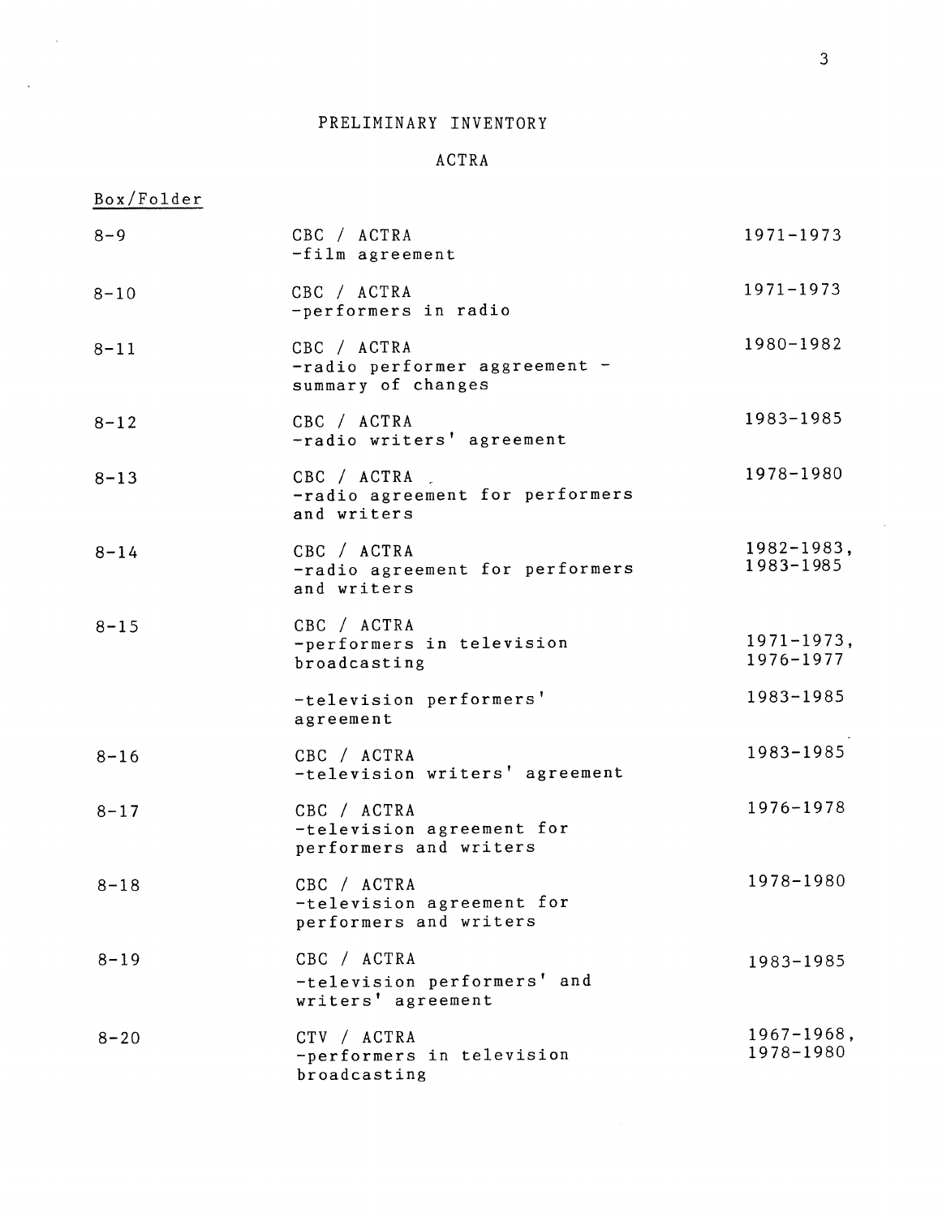# PRELIMINARY INVENTORY

## ACTRA

| Box/Folder | | |
|---|---|---|
| 8-9 | CBC / ACTRA<br>-film agreement | 1971-1973 |
| 8-10 | CBC / ACTRA<br>-performers in radio | 1971-1973 |
| 8-11 | CBC / ACTRA<br>-radio performer aggreement - summary of changes | 1980-1982 |
| 8-12 | CBC / ACTRA<br>-radio writers' agreement | 1983-1985 |
| 8-13 | CBC / ACTRA<br>-radio agreement for performers and writers | 1978-1980 |
| 8-14 | CBC / ACTRA<br>-radio agreement for performers and writers | 1982-1983,<br>1983-1985 |
| 8-15 | CBC / ACTRA<br>-performers in television broadcasting | 1971-1973,<br>1976-1977 |
| | -television performers' agreement | 1983-1985 |
| 8-16 | CBC / ACTRA<br>-television writers' agreement | 1983-1985 |
| 8-17 | CBC / ACTRA<br>-television agreement for performers and writers | 1976-1978 |
| 8-18 | CBC / ACTRA<br>-television agreement for performers and writers | 1978-1980 |
| 8-19 | CBC / ACTRA<br>-television performers' and writers' agreement | 1983-1985 |
| 8-20 | CTV / ACTRA<br>-performers in television broadcasting | 1967-1968,<br>1978-1980 |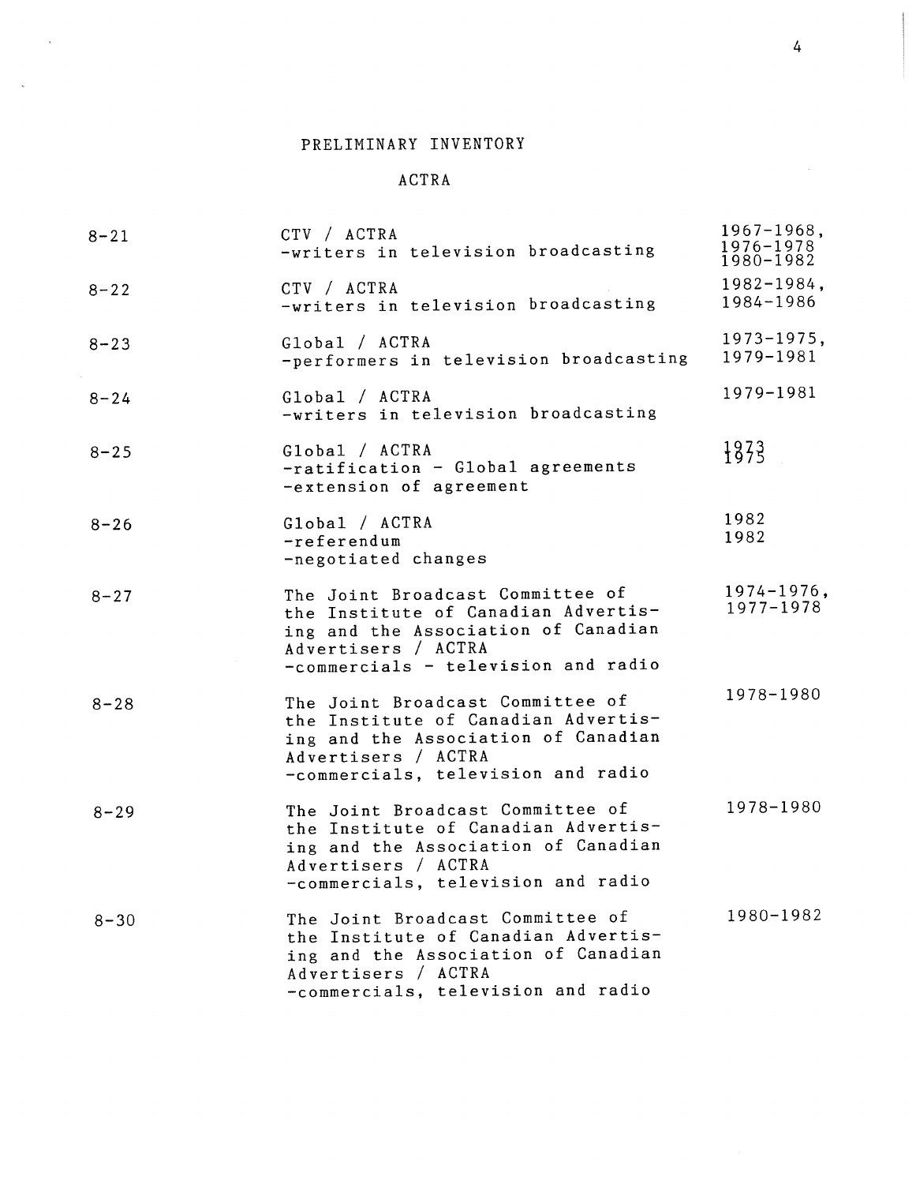PRELIMINARY INVENTORY

ACTRA

| | | |
|---|---|---|
| 8-21 | CTV / ACTRA<br>-writers in television broadcasting | 1967-1968,<br>1976-1978<br>1980-1982 |
| 8-22 | CTV / ACTRA<br>-writers in television broadcasting | 1982-1984,<br>1984-1986 |
| 8-23 | Global / ACTRA<br>-performers in television broadcasting | 1973-1975,<br>1979-1981 |
| 8-24 | Global / ACTRA<br>-writers in television broadcasting | 1979-1981 |
| 8-25 | Global / ACTRA<br>-ratification - Global agreements<br>-extension of agreement | 1973<br>1975 |
| 8-26 | Global / ACTRA<br>-referendum<br>-negotiated changes | 1982<br>1982 |
| 8-27 | The Joint Broadcast Committee of the Institute of Canadian Advertising and the Association of Canadian Advertisers / ACTRA<br>-commercials - television and radio | 1974-1976,<br>1977-1978 |
| 8-28 | The Joint Broadcast Committee of the Institute of Canadian Advertising and the Association of Canadian Advertisers / ACTRA<br>-commercials, television and radio | 1978-1980 |
| 8-29 | The Joint Broadcast Committee of the Institute of Canadian Advertising and the Association of Canadian Advertisers / ACTRA<br>-commercials, television and radio | 1978-1980 |
| 8-30 | The Joint Broadcast Committee of the Institute of Canadian Advertising and the Association of Canadian Advertisers / ACTRA<br>-commercials, television and radio | 1980-1982 |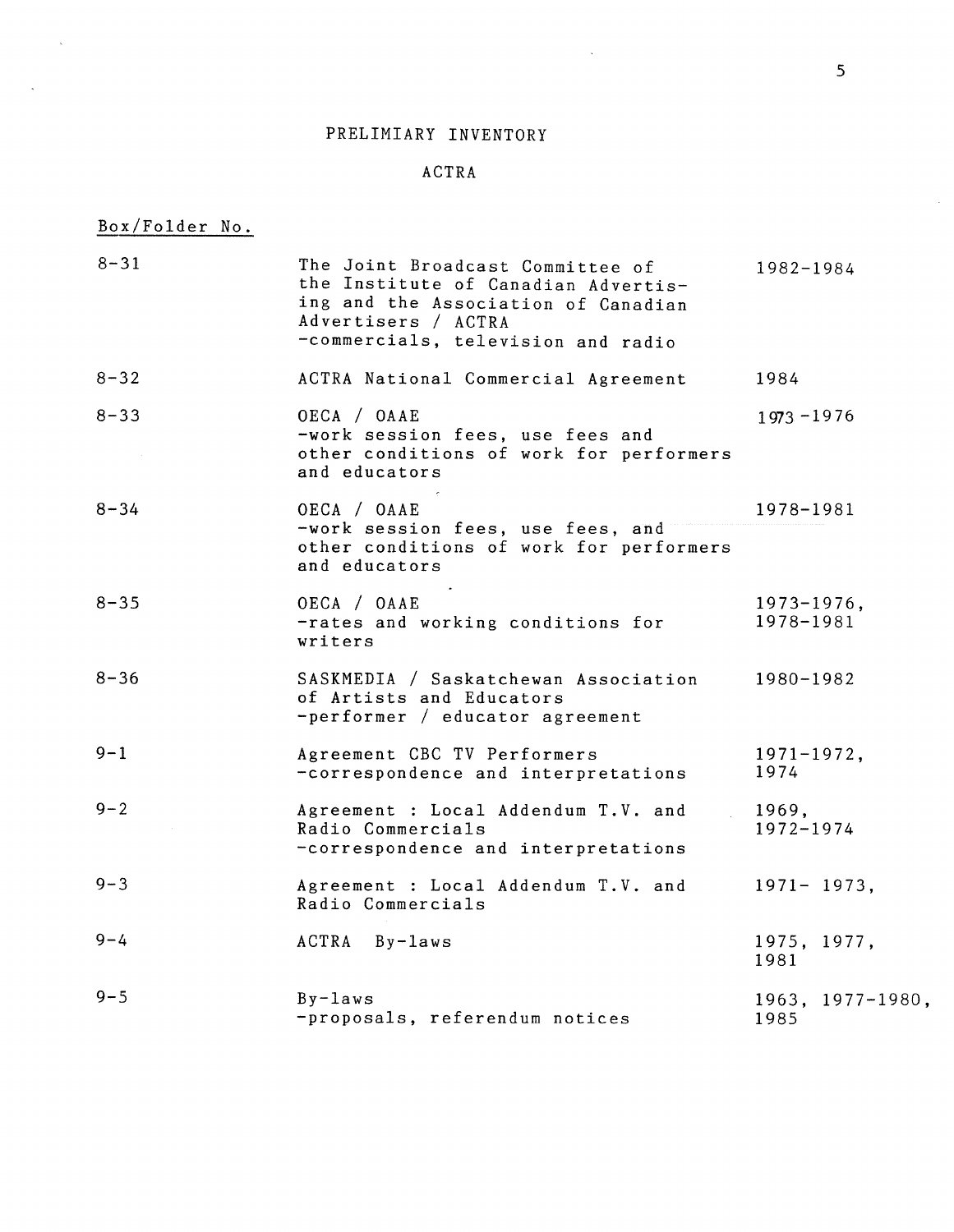# PRELIMIARY INVENTORY

## ACTRA

| Box/Folder No. | | |
|---|---|---|
| 8-31 | The Joint Broadcast Committee of the Institute of Canadian Advertising and the Association of Canadian Advertisers / ACTRA<br>-commercials, television and radio | 1982-1984 |
| 8-32 | ACTRA National Commercial Agreement | 1984 |
| 8-33 | OECA / OAAE<br>-work session fees, use fees and other conditions of work for performers and educators | 1973-1976 |
| 8-34 | OECA / OAAE<br>-work session fees, use fees, and other conditions of work for performers and educators | 1978-1981 |
| 8-35 | OECA / OAAE<br>-rates and working conditions for writers | 1973-1976, 1978-1981 |
| 8-36 | SASKMEDIA / Saskatchewan Association of Artists and Educators<br>-performer / educator agreement | 1980-1982 |
| 9-1 | Agreement CBC TV Performers<br>-correspondence and interpretations | 1971-1972, 1974 |
| 9-2 | Agreement : Local Addendum T.V. and Radio Commercials<br>-correspondence and interpretations | 1969, 1972-1974 |
| 9-3 | Agreement : Local Addendum T.V. and Radio Commercials | 1971- 1973, |
| 9-4 | ACTRA By-laws | 1975, 1977, 1981 |
| 9-5 | By-laws<br>-proposals, referendum notices | 1963, 1977-1980, 1985 |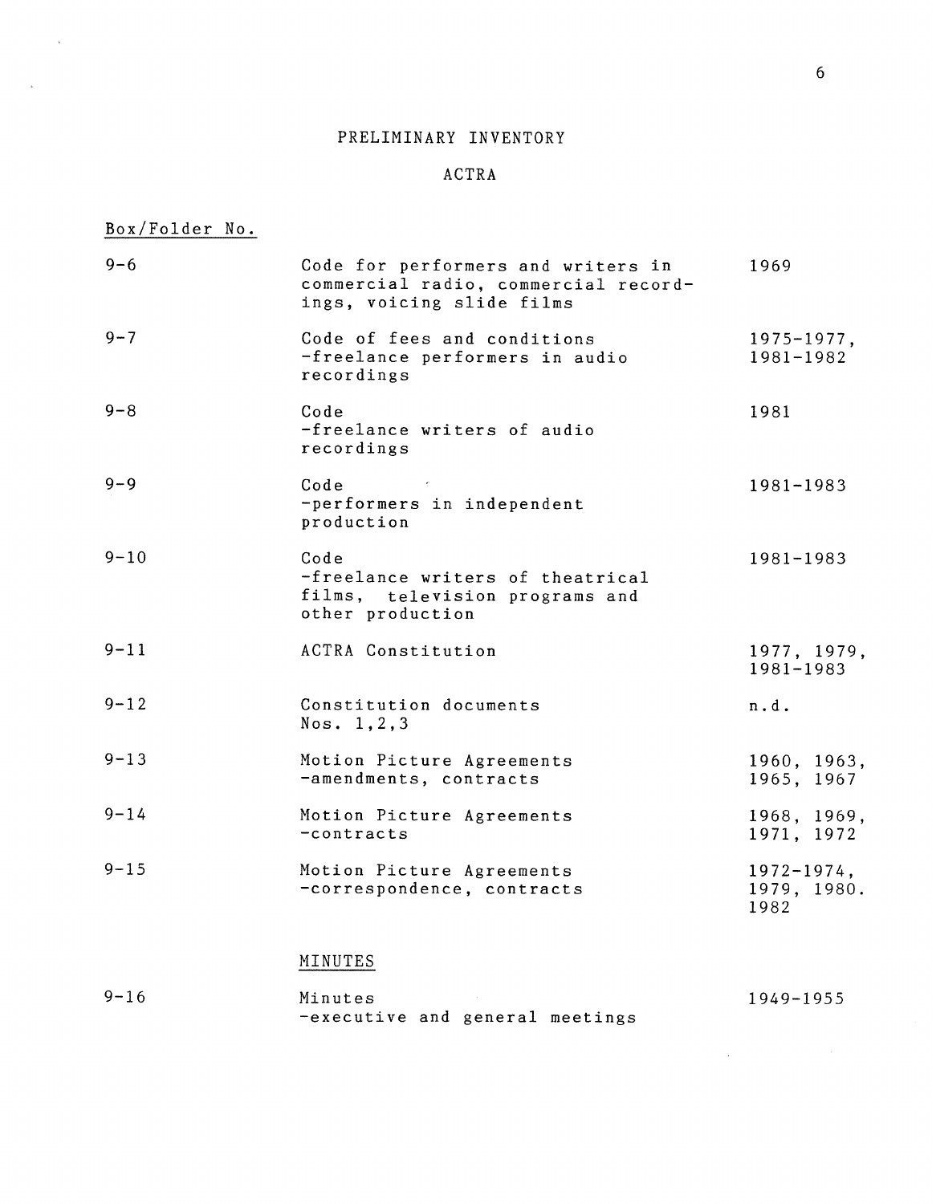PRELIMINARY INVENTORY

ACTRA

| Box/Folder No. | | |
|---|---|---|
| 9-6 | Code for performers and writers in commercial radio, commercial recordings, voicing slide films | 1969 |
| 9-7 | Code of fees and conditions -freelance performers in audio recordings | 1975-1977, 1981-1982 |
| 9-8 | Code -freelance writers of audio recordings | 1981 |
| 9-9 | Code -performers in independent production | 1981-1983 |
| 9-10 | Code -freelance writers of theatrical films, television programs and other production | 1981-1983 |
| 9-11 | ACTRA Constitution | 1977, 1979, 1981-1983 |
| 9-12 | Constitution documents Nos. 1,2,3 | n.d. |
| 9-13 | Motion Picture Agreements -amendments, contracts | 1960, 1963, 1965, 1967 |
| 9-14 | Motion Picture Agreements -contracts | 1968, 1969, 1971, 1972 |
| 9-15 | Motion Picture Agreements -correspondence, contracts | 1972-1974, 1979, 1980. 1982 |

MINUTES

| | | |
|---|---|---|
| 9-16 | Minutes -executive and general meetings | 1949-1955 |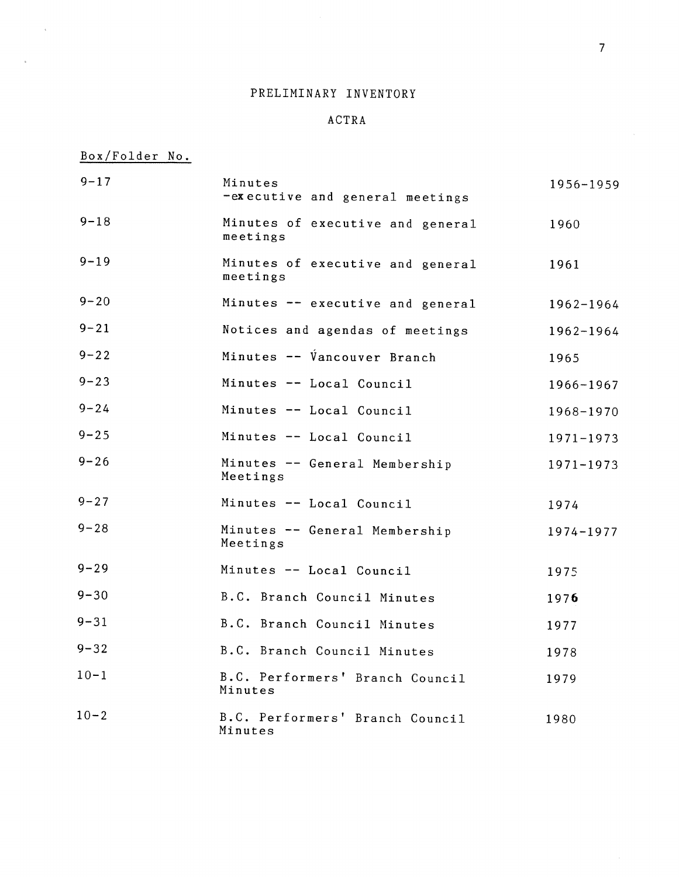# PRELIMINARY INVENTORY

## ACTRA

| Box/Folder No. | | |
|---|---|---|
| 9-17 | Minutes -executive and general meetings | 1956-1959 |
| 9-18 | Minutes of executive and general meetings | 1960 |
| 9-19 | Minutes of executive and general meetings | 1961 |
| 9-20 | Minutes -- executive and general | 1962-1964 |
| 9-21 | Notices and agendas of meetings | 1962-1964 |
| 9-22 | Minutes -- Vancouver Branch | 1965 |
| 9-23 | Minutes -- Local Council | 1966-1967 |
| 9-24 | Minutes -- Local Council | 1968-1970 |
| 9-25 | Minutes -- Local Council | 1971-1973 |
| 9-26 | Minutes -- General Membership Meetings | 1971-1973 |
| 9-27 | Minutes -- Local Council | 1974 |
| 9-28 | Minutes -- General Membership Meetings | 1974-1977 |
| 9-29 | Minutes -- Local Council | 1975 |
| 9-30 | B.C. Branch Council Minutes | 1976 |
| 9-31 | B.C. Branch Council Minutes | 1977 |
| 9-32 | B.C. Branch Council Minutes | 1978 |
| 10-1 | B.C. Performers' Branch Council Minutes | 1979 |
| 10-2 | B.C. Performers' Branch Council Minutes | 1980 |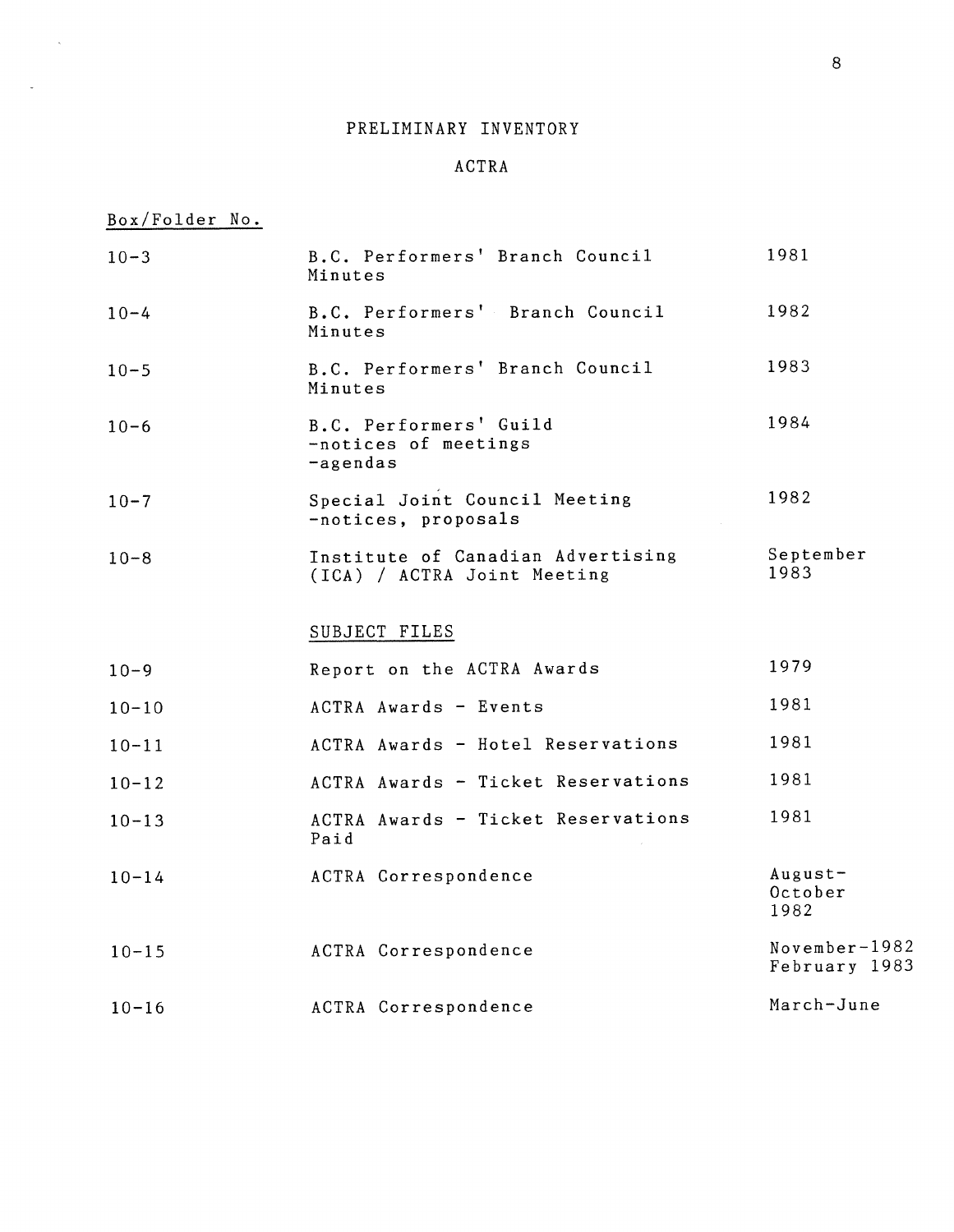# PRELIMINARY INVENTORY

## ACTRA

| Box/Folder No. | | |
|---|---|---|
| 10-3 | B.C. Performers' Branch Council Minutes | 1981 |
| 10-4 | B.C. Performers' Branch Council Minutes | 1982 |
| 10-5 | B.C. Performers' Branch Council Minutes | 1983 |
| 10-6 | B.C. Performers' Guild -notices of meetings -agendas | 1984 |
| 10-7 | Special Joint Council Meeting -notices, proposals | 1982 |
| 10-8 | Institute of Canadian Advertising (ICA) / ACTRA Joint Meeting | September 1983 |
| | SUBJECT FILES | |
| 10-9 | Report on the ACTRA Awards | 1979 |
| 10-10 | ACTRA Awards - Events | 1981 |
| 10-11 | ACTRA Awards - Hotel Reservations | 1981 |
| 10-12 | ACTRA Awards - Ticket Reservations | 1981 |
| 10-13 | ACTRA Awards - Ticket Reservations Paid | 1981 |
| 10-14 | ACTRA Correspondence | August-October 1982 |
| 10-15 | ACTRA Correspondence | November-1982 February 1983 |
| 10-16 | ACTRA Correspondence | March-June |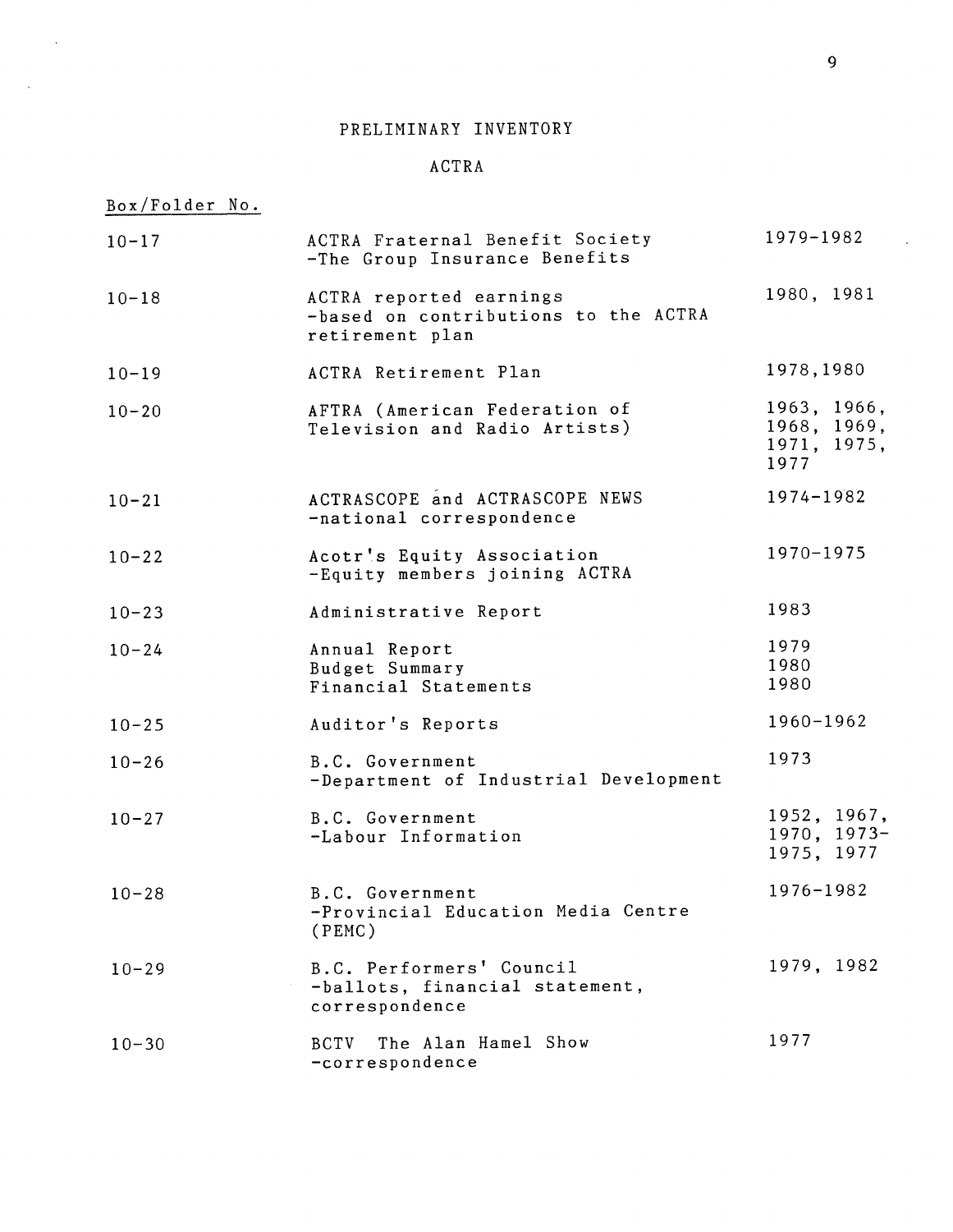# PRELIMINARY INVENTORY

## ACTRA

| Box/Folder No. | | |
|---|---|---|
| 10-17 | ACTRA Fraternal Benefit Society<br>-The Group Insurance Benefits | 1979-1982 |
| 10-18 | ACTRA reported earnings<br>-based on contributions to the ACTRA retirement plan | 1980, 1981 |
| 10-19 | ACTRA Retirement Plan | 1978,1980 |
| 10-20 | AFTRA (American Federation of Television and Radio Artists) | 1963, 1966, 1968, 1969, 1971, 1975, 1977 |
| 10-21 | ACTRASCOPE and ACTRASCOPE NEWS<br>-national correspondence | 1974-1982 |
| 10-22 | Acotr's Equity Association<br>-Equity members joining ACTRA | 1970-1975 |
| 10-23 | Administrative Report | 1983 |
| 10-24 | Annual Report<br>Budget Summary<br>Financial Statements | 1979<br>1980<br>1980 |
| 10-25 | Auditor's Reports | 1960-1962 |
| 10-26 | B.C. Government<br>-Department of Industrial Development | 1973 |
| 10-27 | B.C. Government<br>-Labour Information | 1952, 1967, 1970, 1973-1975, 1977 |
| 10-28 | B.C. Government<br>-Provincial Education Media Centre (PEMC) | 1976-1982 |
| 10-29 | B.C. Performers' Council<br>-ballots, financial statement, correspondence | 1979, 1982 |
| 10-30 | BCTV The Alan Hamel Show<br>-correspondence | 1977 |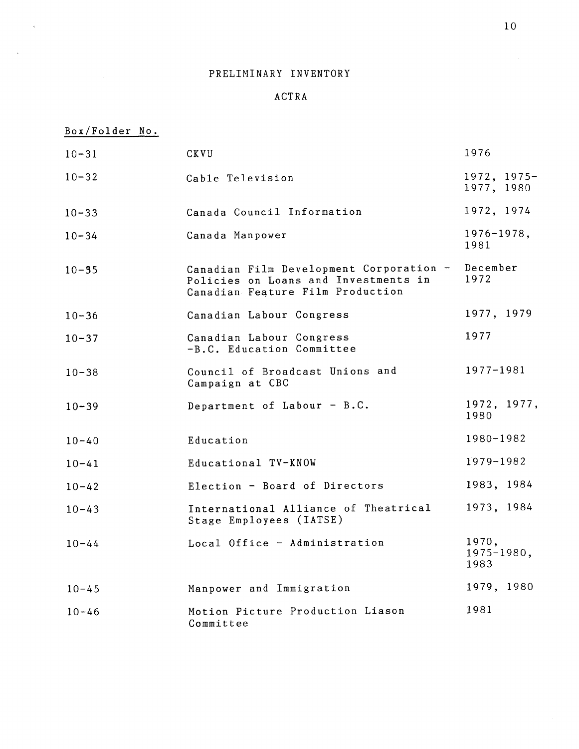# PRELIMINARY INVENTORY

## ACTRA

| Box/Folder No. | | |
|---|---|---|
| 10-31 | CKVU | 1976 |
| 10-32 | Cable Television | 1972, 1975-1977, 1980 |
| 10-33 | Canada Council Information | 1972, 1974 |
| 10-34 | Canada Manpower | 1976-1978, 1981 |
| 10-35 | Canadian Film Development Corporation - Policies on Loans and Investments in Canadian Feature Film Production | December 1972 |
| 10-36 | Canadian Labour Congress | 1977, 1979 |
| 10-37 | Canadian Labour Congress -B.C. Education Committee | 1977 |
| 10-38 | Council of Broadcast Unions and Campaign at CBC | 1977-1981 |
| 10-39 | Department of Labour - B.C. | 1972, 1977, 1980 |
| 10-40 | Education | 1980-1982 |
| 10-41 | Educational TV-KNOW | 1979-1982 |
| 10-42 | Election - Board of Directors | 1983, 1984 |
| 10-43 | International Alliance of Theatrical Stage Employees (IATSE) | 1973, 1984 |
| 10-44 | Local Office - Administration | 1970, 1975-1980, 1983 |
| 10-45 | Manpower and Immigration | 1979, 1980 |
| 10-46 | Motion Picture Production Liason Committee | 1981 |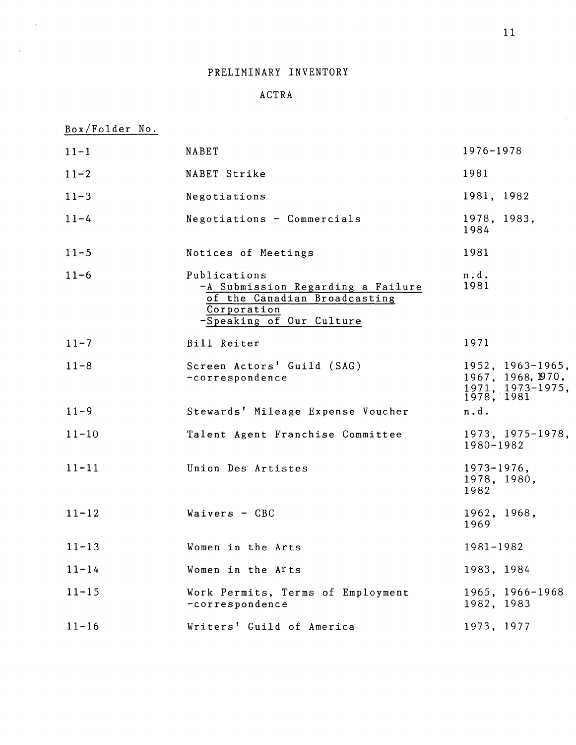PRELIMINARY INVENTORY

ACTRA

| Box/Folder No. | | |
|---|---|---|
| 11-1 | NABET | 1976-1978 |
| 11-2 | NABET Strike | 1981 |
| 11-3 | Negotiations | 1981, 1982 |
| 11-4 | Negotiations - Commercials | 1978, 1983, 1984 |
| 11-5 | Notices of Meetings | 1981 |
| 11-6 | Publications<br>-A Submission Regarding a Failure of the Canadian Broadcasting Corporation<br>-Speaking of Our Culture | n.d.<br>1981 |
| 11-7 | Bill Reiter | 1971 |
| 11-8 | Screen Actors' Guild (SAG)<br>-correspondence | 1952, 1963-1965, 1967, 1968, 1970, 1971, 1973-1975, 1978, 1981 |
| 11-9 | Stewards' Mileage Expense Voucher | n.d. |
| 11-10 | Talent Agent Franchise Committee | 1973, 1975-1978, 1980-1982 |
| 11-11 | Union Des Artistes | 1973-1976, 1978, 1980, 1982 |
| 11-12 | Waivers - CBC | 1962, 1968, 1969 |
| 11-13 | Women in the Arts | 1981-1982 |
| 11-14 | Women in the Arts | 1983, 1984 |
| 11-15 | Work Permits, Terms of Employment<br>-correspondence | 1965, 1966-1968, 1982, 1983 |
| 11-16 | Writers' Guild of America | 1973, 1977 |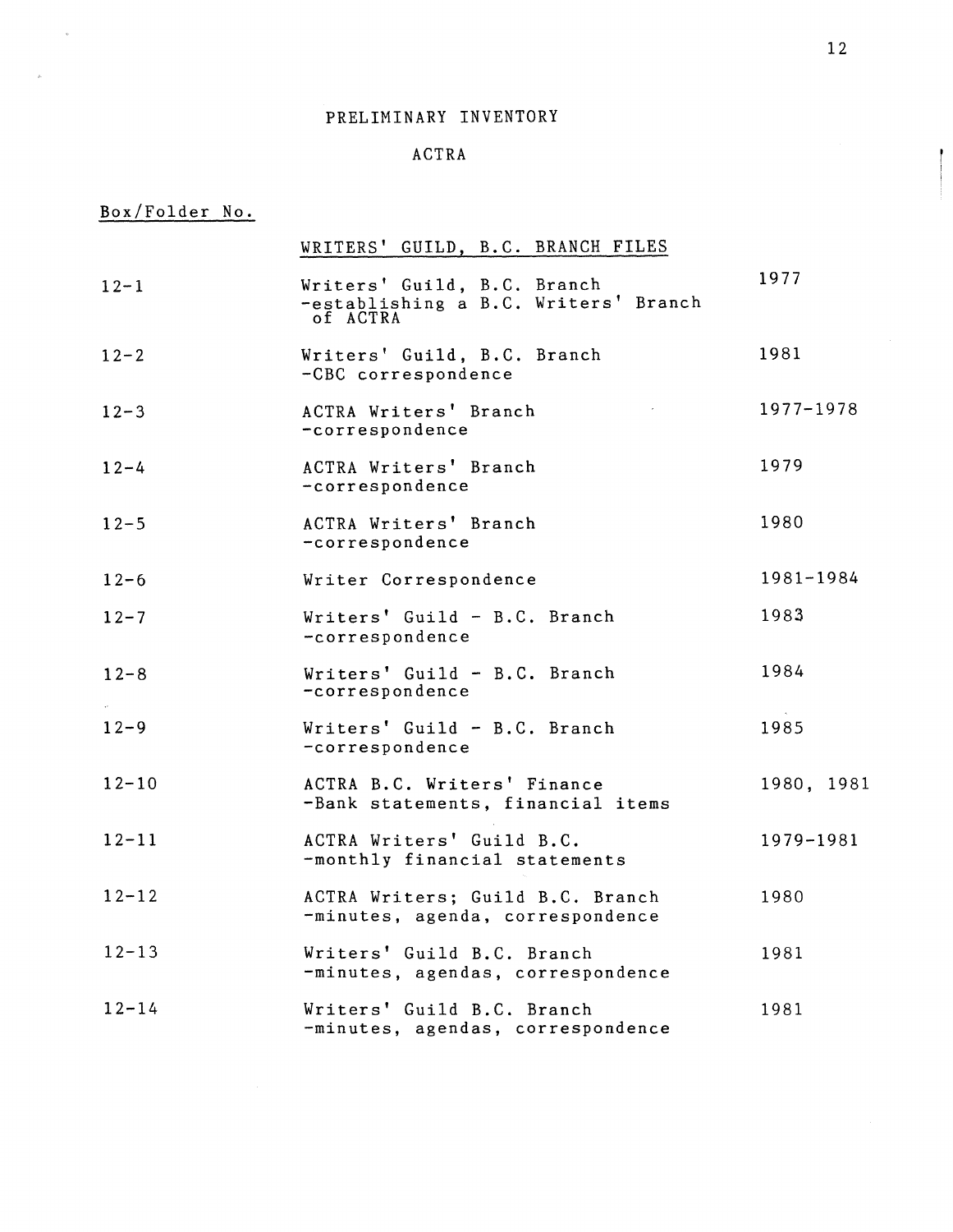# PRELIMINARY INVENTORY

## ACTRA

| Box/Folder No. | WRITERS' GUILD, B.C. BRANCH FILES | |
|---|---|---|
| 12-1 | Writers' Guild, B.C. Branch<br>-establishing a B.C. Writers' Branch of ACTRA | 1977 |
| 12-2 | Writers' Guild, B.C. Branch<br>-CBC correspondence | 1981 |
| 12-3 | ACTRA Writers' Branch<br>-correspondence | 1977-1978 |
| 12-4 | ACTRA Writers' Branch<br>-correspondence | 1979 |
| 12-5 | ACTRA Writers' Branch<br>-correspondence | 1980 |
| 12-6 | Writer Correspondence | 1981-1984 |
| 12-7 | Writers' Guild - B.C. Branch<br>-correspondence | 1983 |
| 12-8 | Writers' Guild - B.C. Branch<br>-correspondence | 1984 |
| 12-9 | Writers' Guild - B.C. Branch<br>-correspondence | 1985 |
| 12-10 | ACTRA B.C. Writers' Finance<br>-Bank statements, financial items | 1980, 1981 |
| 12-11 | ACTRA Writers' Guild B.C.<br>-monthly financial statements | 1979-1981 |
| 12-12 | ACTRA Writers; Guild B.C. Branch<br>-minutes, agenda, correspondence | 1980 |
| 12-13 | Writers' Guild B.C. Branch<br>-minutes, agendas, correspondence | 1981 |
| 12-14 | Writers' Guild B.C. Branch<br>-minutes, agendas, correspondence | 1981 |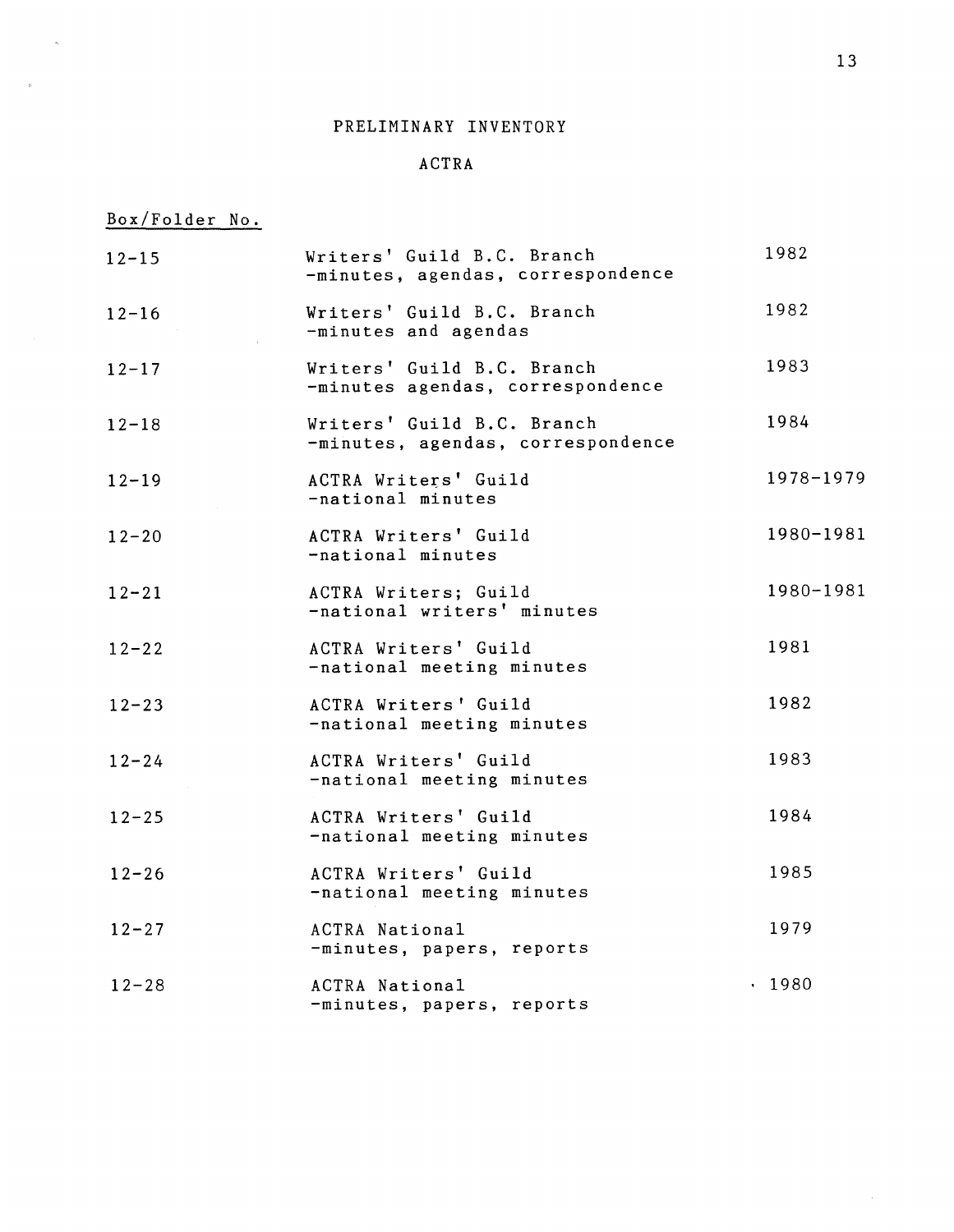PRELIMINARY INVENTORY

ACTRA

| Box/Folder No. | | |
|---|---|---|
| 12-15 | Writers' Guild B.C. Branch<br>-minutes, agendas, correspondence | 1982 |
| 12-16 | Writers' Guild B.C. Branch<br>-minutes and agendas | 1982 |
| 12-17 | Writers' Guild B.C. Branch<br>-minutes agendas, correspondence | 1983 |
| 12-18 | Writers' Guild B.C. Branch<br>-minutes, agendas, correspondence | 1984 |
| 12-19 | ACTRA Writers' Guild<br>-national minutes | 1978-1979 |
| 12-20 | ACTRA Writers' Guild<br>-national minutes | 1980-1981 |
| 12-21 | ACTRA Writers; Guild<br>-national writers' minutes | 1980-1981 |
| 12-22 | ACTRA Writers' Guild<br>-national meeting minutes | 1981 |
| 12-23 | ACTRA Writers' Guild<br>-national meeting minutes | 1982 |
| 12-24 | ACTRA Writers' Guild<br>-national meeting minutes | 1983 |
| 12-25 | ACTRA Writers' Guild<br>-national meeting minutes | 1984 |
| 12-26 | ACTRA Writers' Guild<br>-national meeting minutes | 1985 |
| 12-27 | ACTRA National<br>-minutes, papers, reports | 1979 |
| 12-28 | ACTRA National<br>-minutes, papers, reports | 1980 |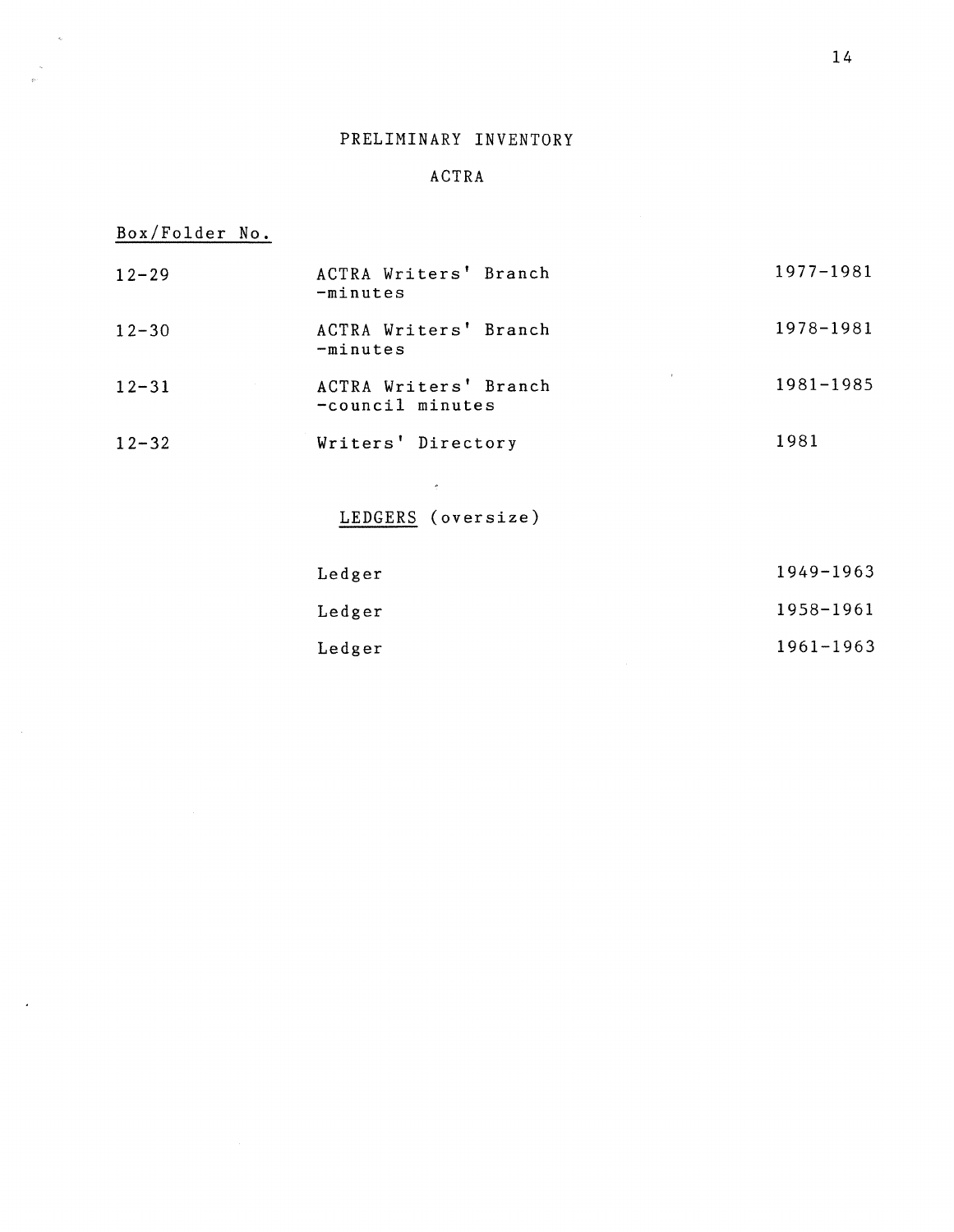# PRELIMINARY INVENTORY

## ACTRA

| Box/Folder No. | | |
|---|---|---|
| 12-29 | ACTRA Writers' Branch -minutes | 1977-1981 |
| 12-30 | ACTRA Writers' Branch -minutes | 1978-1981 |
| 12-31 | ACTRA Writers' Branch -council minutes | 1981-1985 |
| 12-32 | Writers' Directory | 1981 |

### LEDGERS (oversize)

| | |
|---|---|
| Ledger | 1949-1963 |
| Ledger | 1958-1961 |
| Ledger | 1961-1963 |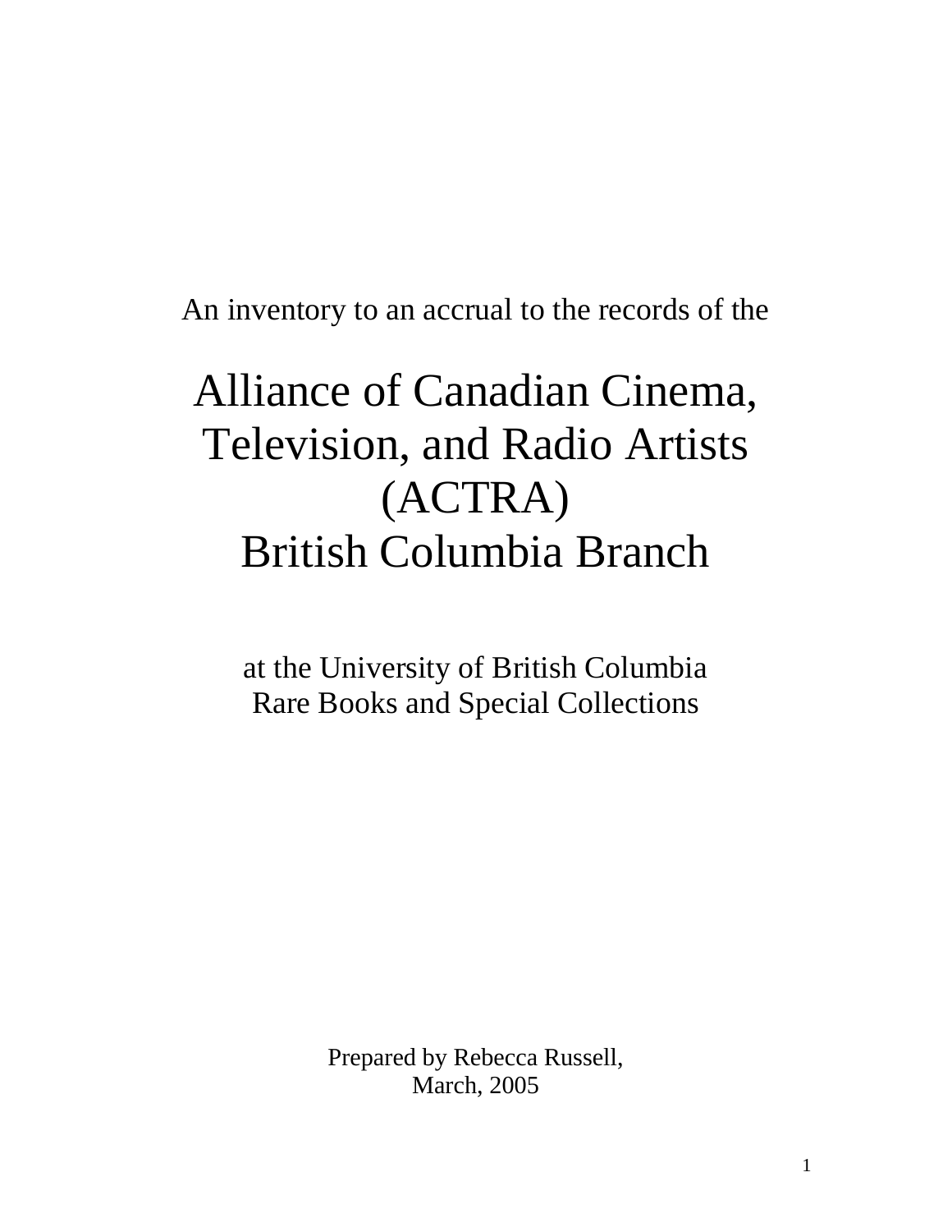An inventory to an accrual to the records of the

# Alliance of Canadian Cinema, Television, and Radio Artists (ACTRA) British Columbia Branch

at the University of British Columbia
Rare Books and Special Collections

Prepared by Rebecca Russell,
March, 2005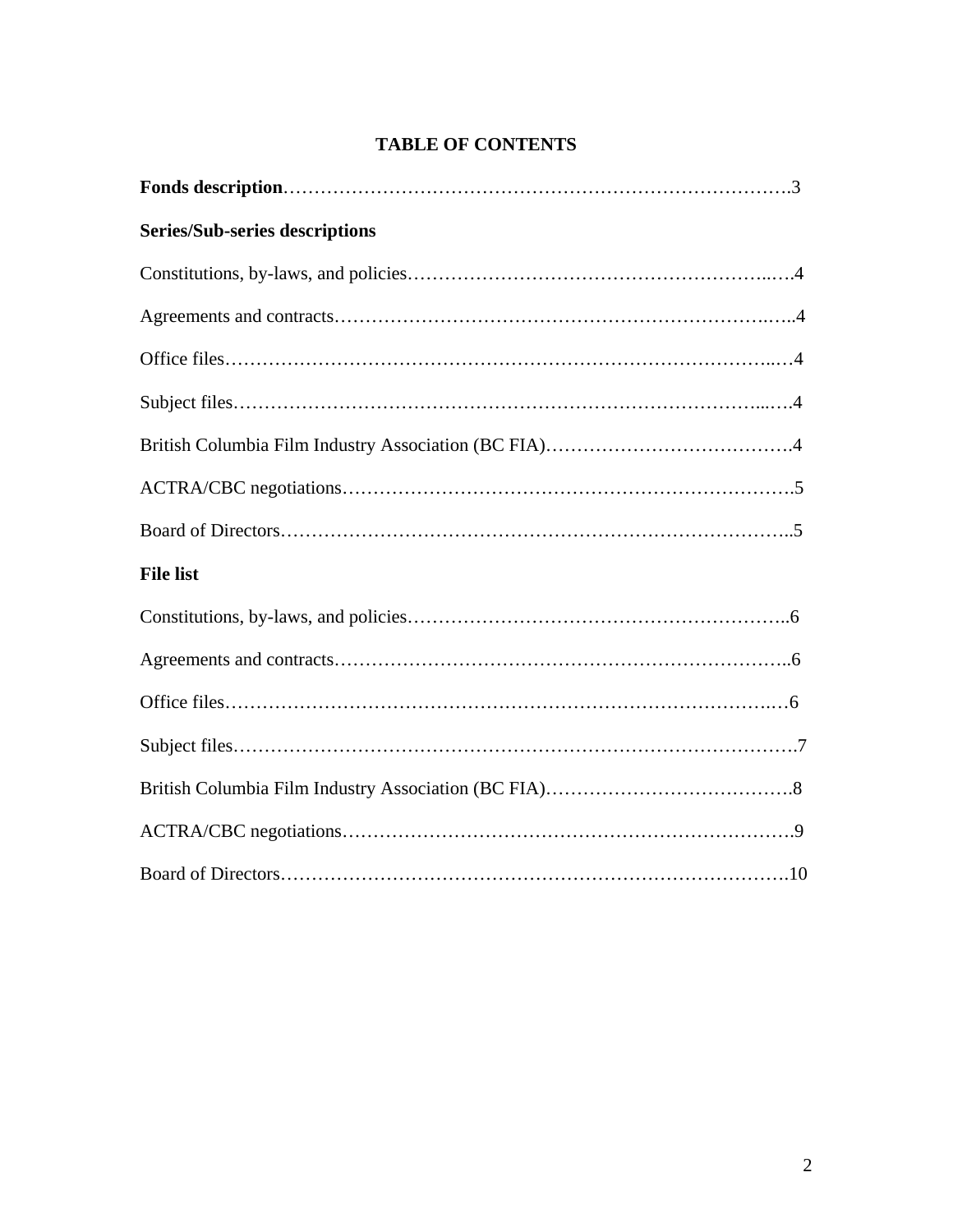# TABLE OF CONTENTS

**Fonds description**…………………………………………………………………………3

**Series/Sub-series descriptions**

Constitutions, by-laws, and policies…………………………………………………...….4

Agreements and contracts………………………………………………………….…..4

Office files……………………………………………………………………………..…4

Subject files…………………………………………………………………………...….4

British Columbia Film Industry Association (BC FIA)……………………………….4

ACTRA/CBC negotiations…………………………………………………………….5

Board of Directors……………………………………………………………………..5

**File list**

Constitutions, by-laws, and policies……………………………………………………..6

Agreements and contracts………………………………………………………………..6

Office files……………………………………………………………………………..6

Subject files…………………………………………………………………………….7

British Columbia Film Industry Association (BC FIA)………………………………….8

ACTRA/CBC negotiations…………………………………………………………….9

Board of Directors……………………………………………………………………10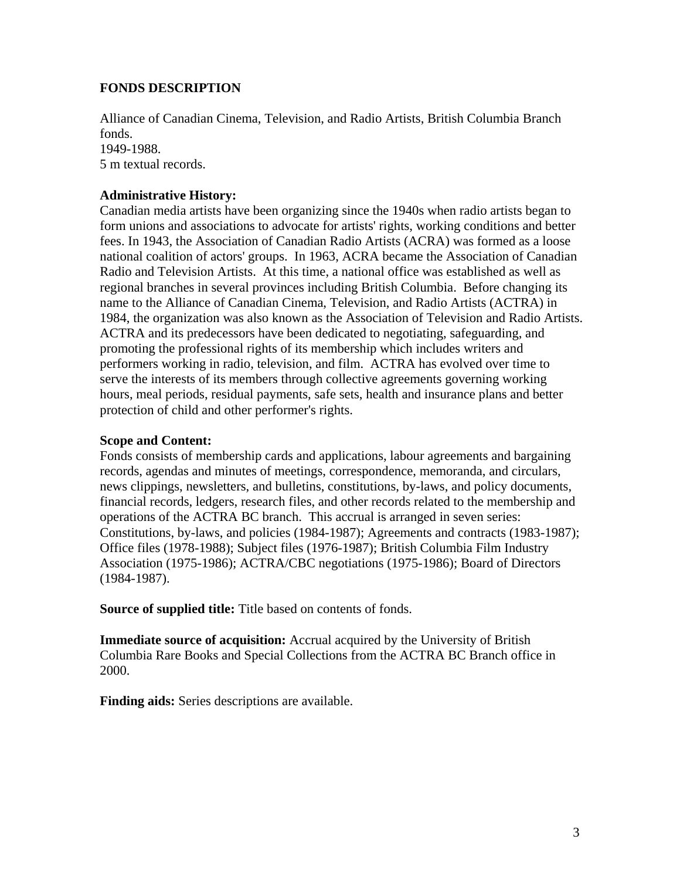## FONDS DESCRIPTION

Alliance of Canadian Cinema, Television, and Radio Artists, British Columbia Branch fonds.
1949-1988.
5 m textual records.

**Administrative History:**
Canadian media artists have been organizing since the 1940s when radio artists began to form unions and associations to advocate for artists' rights, working conditions and better fees. In 1943, the Association of Canadian Radio Artists (ACRA) was formed as a loose national coalition of actors' groups. In 1963, ACRA became the Association of Canadian Radio and Television Artists. At this time, a national office was established as well as regional branches in several provinces including British Columbia. Before changing its name to the Alliance of Canadian Cinema, Television, and Radio Artists (ACTRA) in 1984, the organization was also known as the Association of Television and Radio Artists. ACTRA and its predecessors have been dedicated to negotiating, safeguarding, and promoting the professional rights of its membership which includes writers and performers working in radio, television, and film. ACTRA has evolved over time to serve the interests of its members through collective agreements governing working hours, meal periods, residual payments, safe sets, health and insurance plans and better protection of child and other performer's rights.

**Scope and Content:**
Fonds consists of membership cards and applications, labour agreements and bargaining records, agendas and minutes of meetings, correspondence, memoranda, and circulars, news clippings, newsletters, and bulletins, constitutions, by-laws, and policy documents, financial records, ledgers, research files, and other records related to the membership and operations of the ACTRA BC branch. This accrual is arranged in seven series: Constitutions, by-laws, and policies (1984-1987); Agreements and contracts (1983-1987); Office files (1978-1988); Subject files (1976-1987); British Columbia Film Industry Association (1975-1986); ACTRA/CBC negotiations (1975-1986); Board of Directors (1984-1987).

**Source of supplied title:** Title based on contents of fonds.

**Immediate source of acquisition:** Accrual acquired by the University of British Columbia Rare Books and Special Collections from the ACTRA BC Branch office in 2000.

**Finding aids:** Series descriptions are available.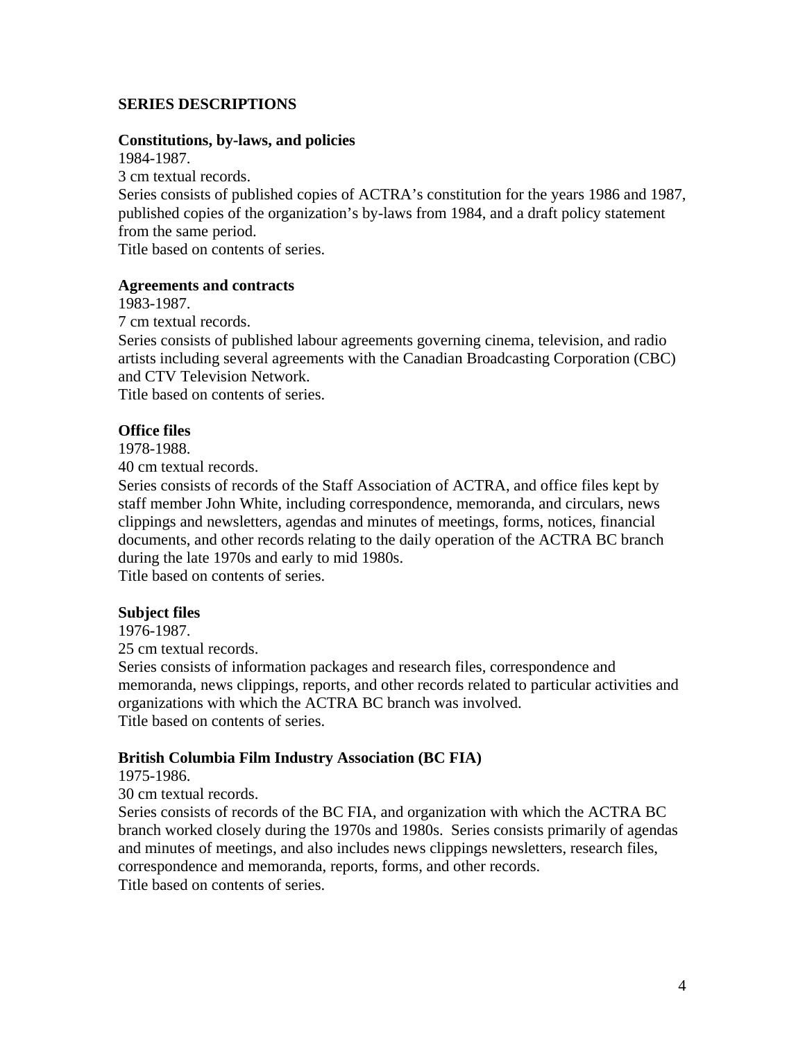## SERIES DESCRIPTIONS

### Constitutions, by-laws, and policies

1984-1987.
3 cm textual records.
Series consists of published copies of ACTRA's constitution for the years 1986 and 1987, published copies of the organization's by-laws from 1984, and a draft policy statement from the same period.
Title based on contents of series.

### Agreements and contracts

1983-1987.
7 cm textual records.
Series consists of published labour agreements governing cinema, television, and radio artists including several agreements with the Canadian Broadcasting Corporation (CBC) and CTV Television Network.
Title based on contents of series.

### Office files

1978-1988.
40 cm textual records.
Series consists of records of the Staff Association of ACTRA, and office files kept by staff member John White, including correspondence, memoranda, and circulars, news clippings and newsletters, agendas and minutes of meetings, forms, notices, financial documents, and other records relating to the daily operation of the ACTRA BC branch during the late 1970s and early to mid 1980s.
Title based on contents of series.

### Subject files

1976-1987.
25 cm textual records.
Series consists of information packages and research files, correspondence and memoranda, news clippings, reports, and other records related to particular activities and organizations with which the ACTRA BC branch was involved.
Title based on contents of series.

### British Columbia Film Industry Association (BC FIA)

1975-1986.
30 cm textual records.
Series consists of records of the BC FIA, and organization with which the ACTRA BC branch worked closely during the 1970s and 1980s. Series consists primarily of agendas and minutes of meetings, and also includes news clippings newsletters, research files, correspondence and memoranda, reports, forms, and other records.
Title based on contents of series.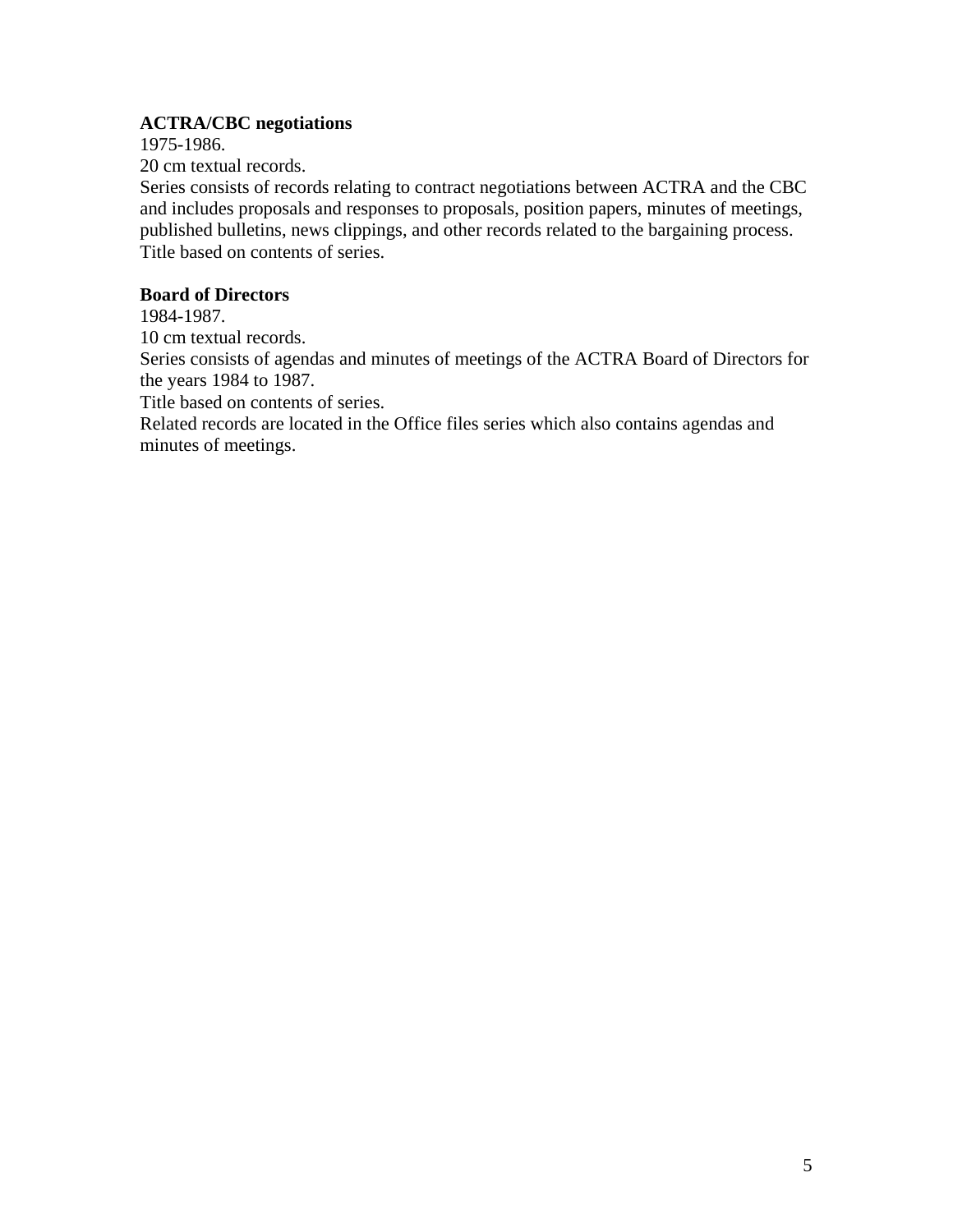**ACTRA/CBC negotiations**
1975-1986.
20 cm textual records.
Series consists of records relating to contract negotiations between ACTRA and the CBC and includes proposals and responses to proposals, position papers, minutes of meetings, published bulletins, news clippings, and other records related to the bargaining process.
Title based on contents of series.

**Board of Directors**
1984-1987.
10 cm textual records.
Series consists of agendas and minutes of meetings of the ACTRA Board of Directors for the years 1984 to 1987.
Title based on contents of series.
Related records are located in the Office files series which also contains agendas and minutes of meetings.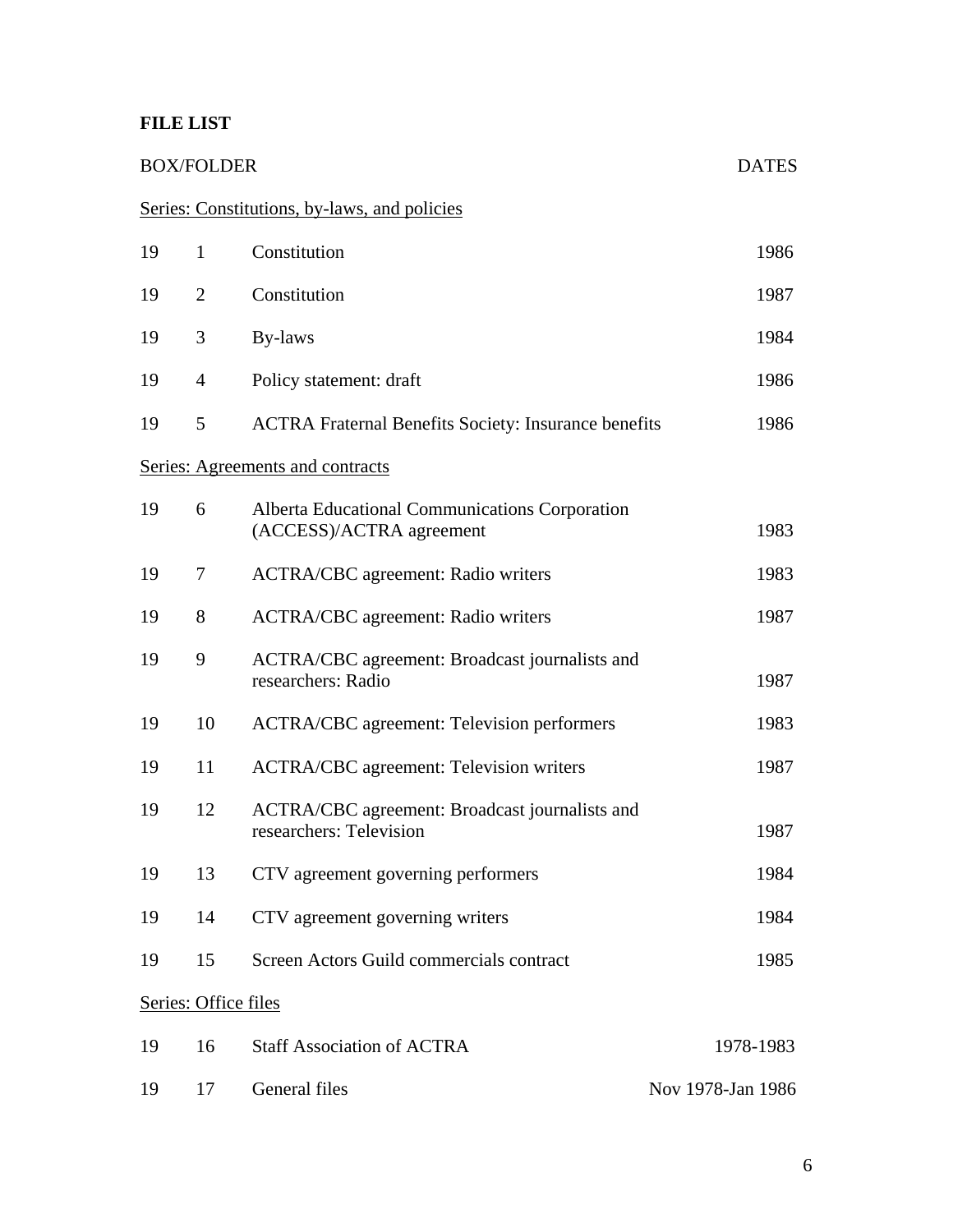**FILE LIST**

| BOX/FOLDER | | | DATES |
|---|---|---|---|
| Series: Constitutions, by-laws, and policies | | | |
| 19 | 1 | Constitution | 1986 |
| 19 | 2 | Constitution | 1987 |
| 19 | 3 | By-laws | 1984 |
| 19 | 4 | Policy statement: draft | 1986 |
| 19 | 5 | ACTRA Fraternal Benefits Society: Insurance benefits | 1986 |
| Series: Agreements and contracts | | | |
| 19 | 6 | Alberta Educational Communications Corporation (ACCESS)/ACTRA agreement | 1983 |
| 19 | 7 | ACTRA/CBC agreement: Radio writers | 1983 |
| 19 | 8 | ACTRA/CBC agreement: Radio writers | 1987 |
| 19 | 9 | ACTRA/CBC agreement: Broadcast journalists and researchers: Radio | 1987 |
| 19 | 10 | ACTRA/CBC agreement: Television performers | 1983 |
| 19 | 11 | ACTRA/CBC agreement: Television writers | 1987 |
| 19 | 12 | ACTRA/CBC agreement: Broadcast journalists and researchers: Television | 1987 |
| 19 | 13 | CTV agreement governing performers | 1984 |
| 19 | 14 | CTV agreement governing writers | 1984 |
| 19 | 15 | Screen Actors Guild commercials contract | 1985 |
| Series: Office files | | | |
| 19 | 16 | Staff Association of ACTRA | 1978-1983 |
| 19 | 17 | General files | Nov 1978-Jan 1986 |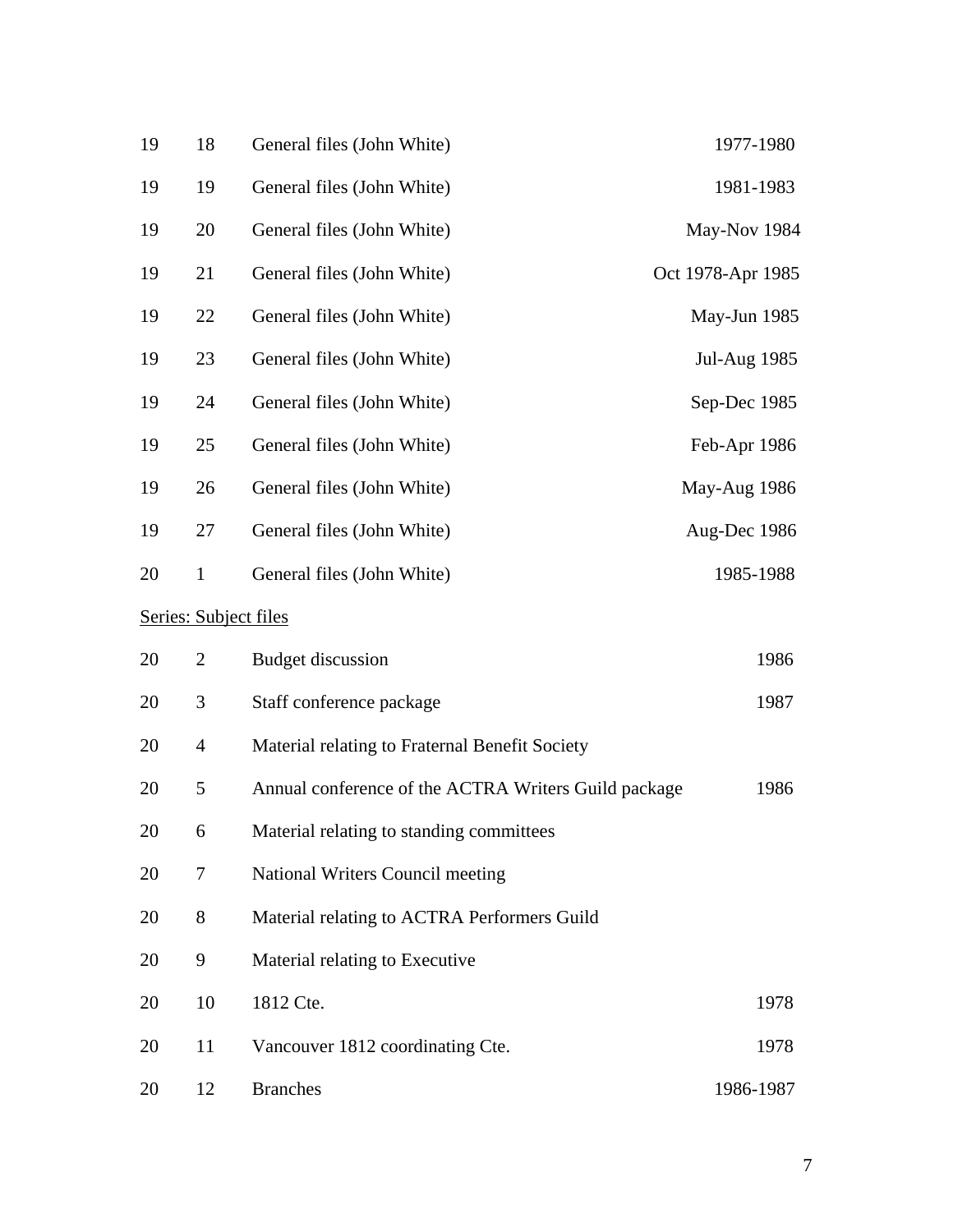| | | | |
|---|---|---|---|
| 19 | 18 | General files (John White) | 1977-1980 |
| 19 | 19 | General files (John White) | 1981-1983 |
| 19 | 20 | General files (John White) | May-Nov 1984 |
| 19 | 21 | General files (John White) | Oct 1978-Apr 1985 |
| 19 | 22 | General files (John White) | May-Jun 1985 |
| 19 | 23 | General files (John White) | Jul-Aug 1985 |
| 19 | 24 | General files (John White) | Sep-Dec 1985 |
| 19 | 25 | General files (John White) | Feb-Apr 1986 |
| 19 | 26 | General files (John White) | May-Aug 1986 |
| 19 | 27 | General files (John White) | Aug-Dec 1986 |
| 20 | 1 | General files (John White) | 1985-1988 |

Series: Subject files

| | | | |
|---|---|---|---|
| 20 | 2 | Budget discussion | 1986 |
| 20 | 3 | Staff conference package | 1987 |
| 20 | 4 | Material relating to Fraternal Benefit Society | |
| 20 | 5 | Annual conference of the ACTRA Writers Guild package | 1986 |
| 20 | 6 | Material relating to standing committees | |
| 20 | 7 | National Writers Council meeting | |
| 20 | 8 | Material relating to ACTRA Performers Guild | |
| 20 | 9 | Material relating to Executive | |
| 20 | 10 | 1812 Cte. | 1978 |
| 20 | 11 | Vancouver 1812 coordinating Cte. | 1978 |
| 20 | 12 | Branches | 1986-1987 |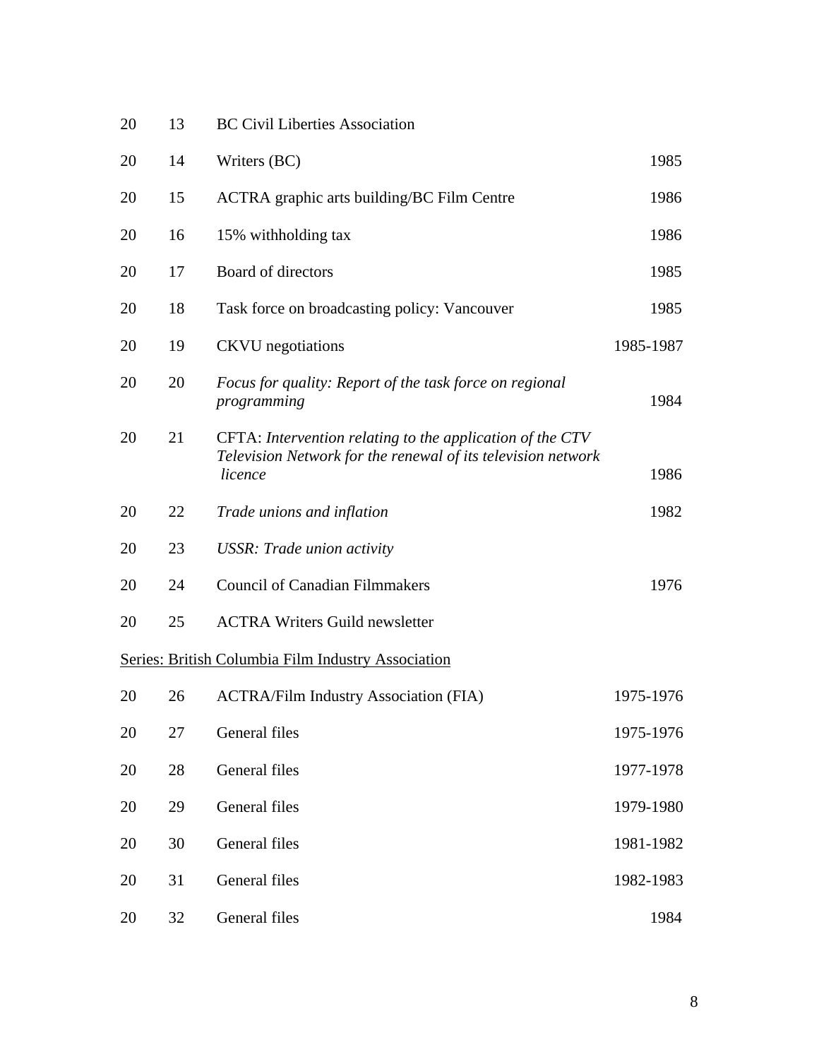| | | | |
|---|---|---|---|
| 20 | 13 | BC Civil Liberties Association | |
| 20 | 14 | Writers (BC) | 1985 |
| 20 | 15 | ACTRA graphic arts building/BC Film Centre | 1986 |
| 20 | 16 | 15% withholding tax | 1986 |
| 20 | 17 | Board of directors | 1985 |
| 20 | 18 | Task force on broadcasting policy: Vancouver | 1985 |
| 20 | 19 | CKVU negotiations | 1985-1987 |
| 20 | 20 | *Focus for quality: Report of the task force on regional programming* | 1984 |
| 20 | 21 | CFTA: *Intervention relating to the application of the CTV Television Network for the renewal of its television network licence* | 1986 |
| 20 | 22 | *Trade unions and inflation* | 1982 |
| 20 | 23 | *USSR: Trade union activity* | |
| 20 | 24 | Council of Canadian Filmmakers | 1976 |
| 20 | 25 | ACTRA Writers Guild newsletter | |

<u>Series: British Columbia Film Industry Association</u>

| | | | |
|---|---|---|---|
| 20 | 26 | ACTRA/Film Industry Association (FIA) | 1975-1976 |
| 20 | 27 | General files | 1975-1976 |
| 20 | 28 | General files | 1977-1978 |
| 20 | 29 | General files | 1979-1980 |
| 20 | 30 | General files | 1981-1982 |
| 20 | 31 | General files | 1982-1983 |
| 20 | 32 | General files | 1984 |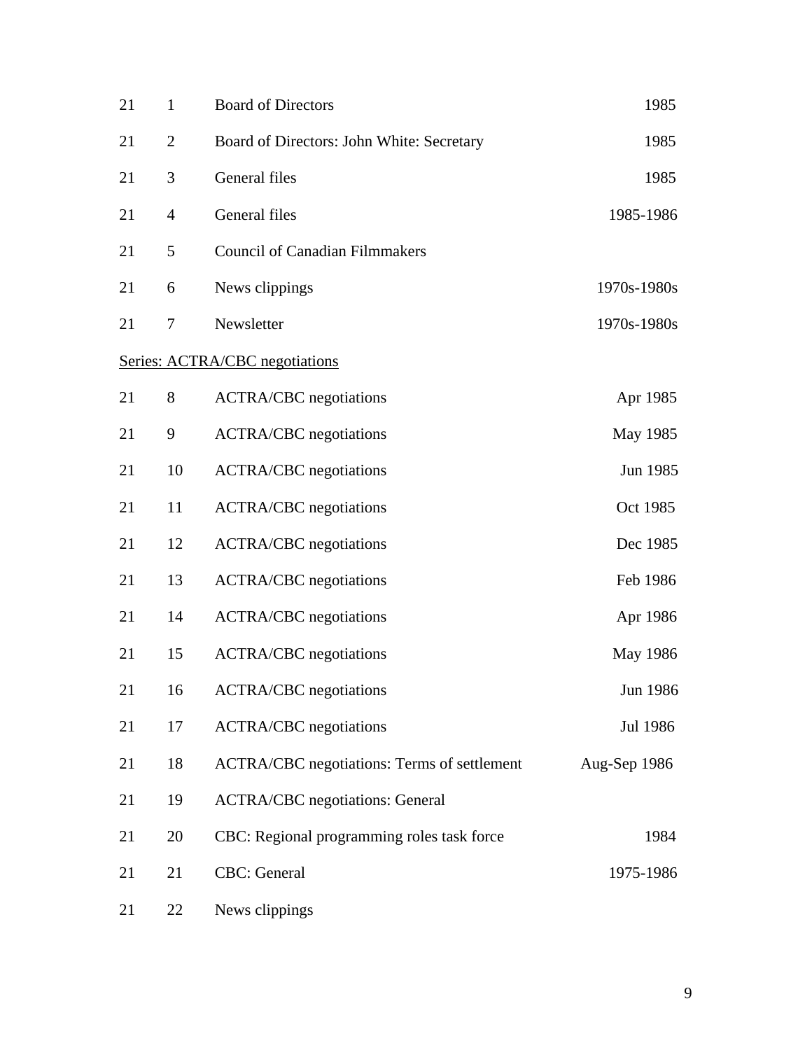| | | | |
|---|---|---|---|
| 21 | 1 | Board of Directors | 1985 |
| 21 | 2 | Board of Directors: John White: Secretary | 1985 |
| 21 | 3 | General files | 1985 |
| 21 | 4 | General files | 1985-1986 |
| 21 | 5 | Council of Canadian Filmmakers | |
| 21 | 6 | News clippings | 1970s-1980s |
| 21 | 7 | Newsletter | 1970s-1980s |

Series: ACTRA/CBC negotiations

| | | | |
|---|---|---|---|
| 21 | 8 | ACTRA/CBC negotiations | Apr 1985 |
| 21 | 9 | ACTRA/CBC negotiations | May 1985 |
| 21 | 10 | ACTRA/CBC negotiations | Jun 1985 |
| 21 | 11 | ACTRA/CBC negotiations | Oct 1985 |
| 21 | 12 | ACTRA/CBC negotiations | Dec 1985 |
| 21 | 13 | ACTRA/CBC negotiations | Feb 1986 |
| 21 | 14 | ACTRA/CBC negotiations | Apr 1986 |
| 21 | 15 | ACTRA/CBC negotiations | May 1986 |
| 21 | 16 | ACTRA/CBC negotiations | Jun 1986 |
| 21 | 17 | ACTRA/CBC negotiations | Jul 1986 |
| 21 | 18 | ACTRA/CBC negotiations: Terms of settlement | Aug-Sep 1986 |
| 21 | 19 | ACTRA/CBC negotiations: General | |
| 21 | 20 | CBC: Regional programming roles task force | 1984 |
| 21 | 21 | CBC: General | 1975-1986 |
| 21 | 22 | News clippings | |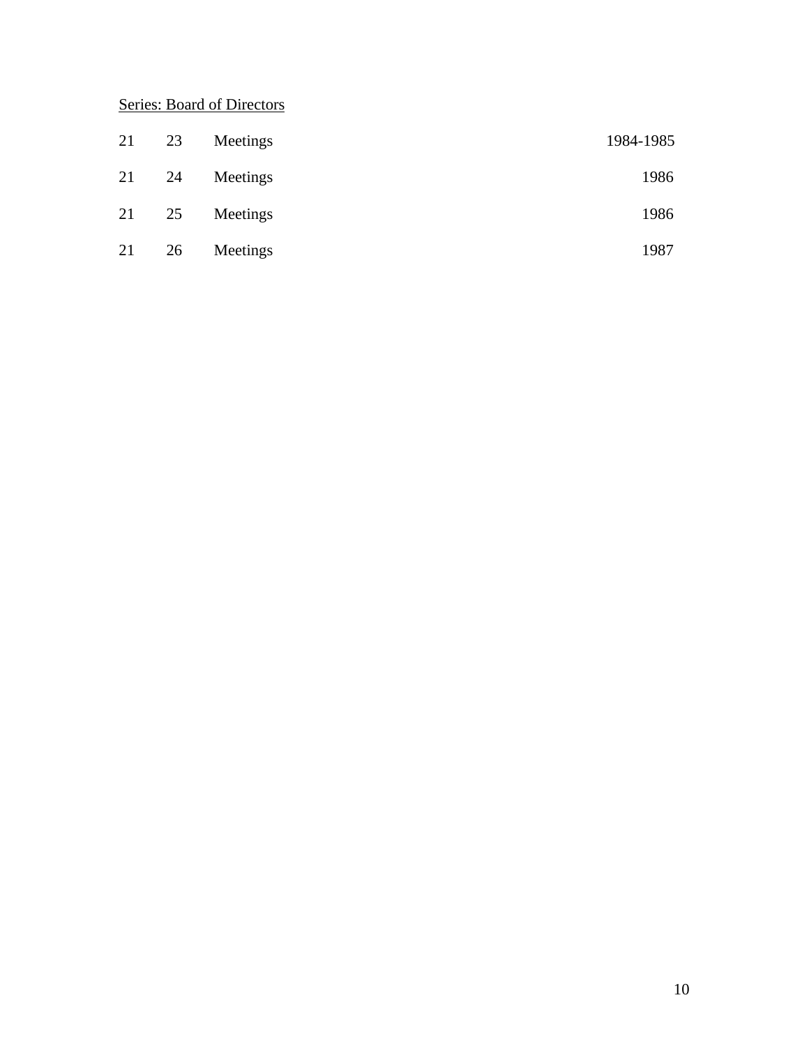Series: Board of Directors

| | | | |
|---|---|---|---|
| 21 | 23 | Meetings | 1984-1985 |
| 21 | 24 | Meetings | 1986 |
| 21 | 25 | Meetings | 1986 |
| 21 | 26 | Meetings | 1987 |